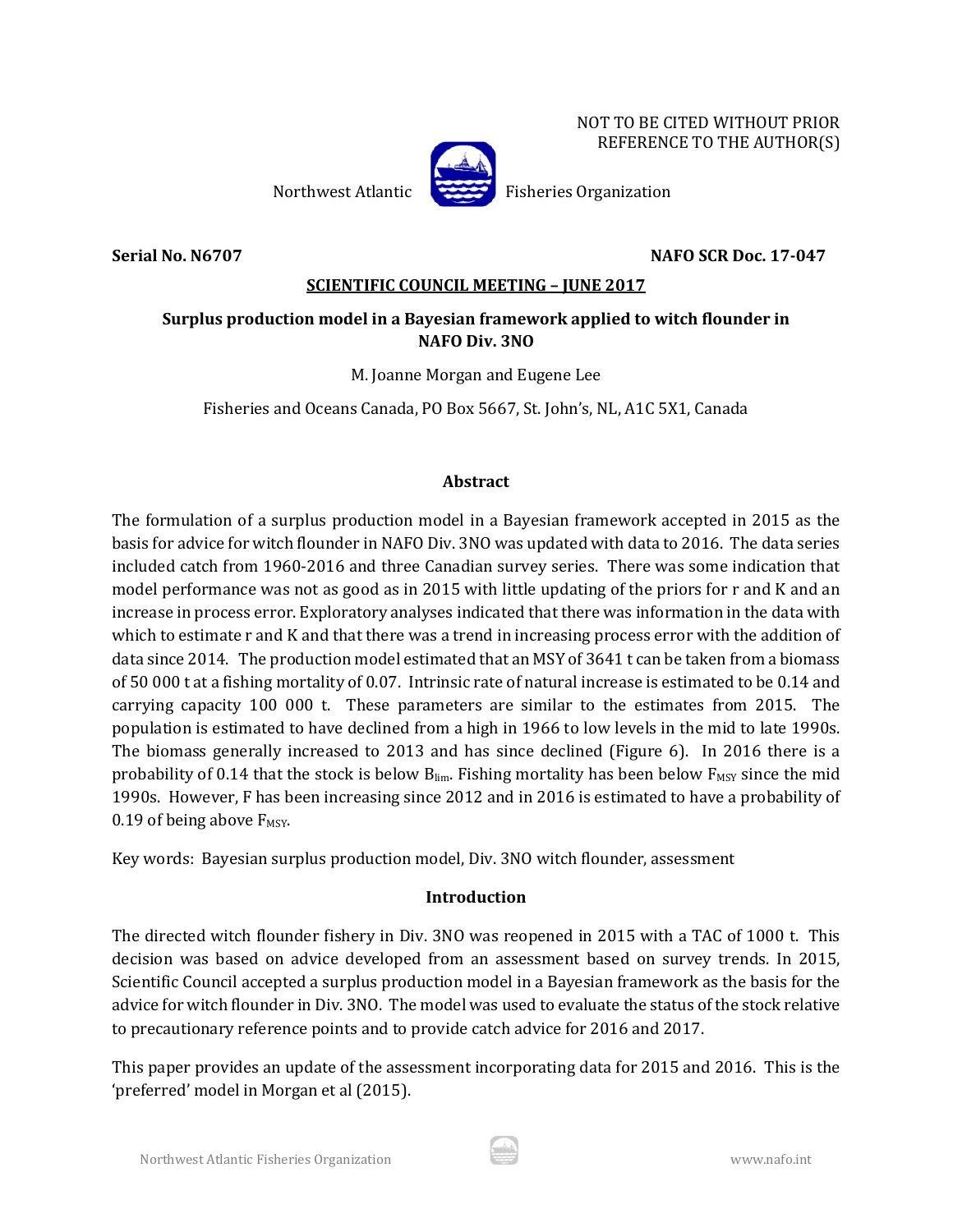NOT TO BE CITED WITHOUT PRIOR REFERENCE TO THE AUTHOR(S)

Northwest Atlantic Fisheries Organization

**Serial No. N6707** **NAFO SCR Doc. 17-047**

**SCIENTIFIC COUNCIL MEETING – JUNE 2017**

# Surplus production model in a Bayesian framework applied to witch flounder in NAFO Div. 3NO

M. Joanne Morgan and Eugene Lee

Fisheries and Oceans Canada, PO Box 5667, St. John's, NL, A1C 5X1, Canada

## Abstract

The formulation of a surplus production model in a Bayesian framework accepted in 2015 as the basis for advice for witch flounder in NAFO Div. 3NO was updated with data to 2016. The data series included catch from 1960-2016 and three Canadian survey series. There was some indication that model performance was not as good as in 2015 with little updating of the priors for r and K and an increase in process error. Exploratory analyses indicated that there was information in the data with which to estimate r and K and that there was a trend in increasing process error with the addition of data since 2014. The production model estimated that an MSY of 3641 t can be taken from a biomass of 50 000 t at a fishing mortality of 0.07. Intrinsic rate of natural increase is estimated to be 0.14 and carrying capacity 100 000 t. These parameters are similar to the estimates from 2015. The population is estimated to have declined from a high in 1966 to low levels in the mid to late 1990s. The biomass generally increased to 2013 and has since declined (Figure 6). In 2016 there is a probability of 0.14 that the stock is below $B_{lim}$. Fishing mortality has been below $F_{MSY}$ since the mid 1990s. However, F has been increasing since 2012 and in 2016 is estimated to have a probability of 0.19 of being above $F_{MSY}$.

Key words: Bayesian surplus production model, Div. 3NO witch flounder, assessment

## Introduction

The directed witch flounder fishery in Div. 3NO was reopened in 2015 with a TAC of 1000 t. This decision was based on advice developed from an assessment based on survey trends. In 2015, Scientific Council accepted a surplus production model in a Bayesian framework as the basis for the advice for witch flounder in Div. 3NO. The model was used to evaluate the status of the stock relative to precautionary reference points and to provide catch advice for 2016 and 2017.

This paper provides an update of the assessment incorporating data for 2015 and 2016. This is the 'preferred' model in Morgan et al (2015).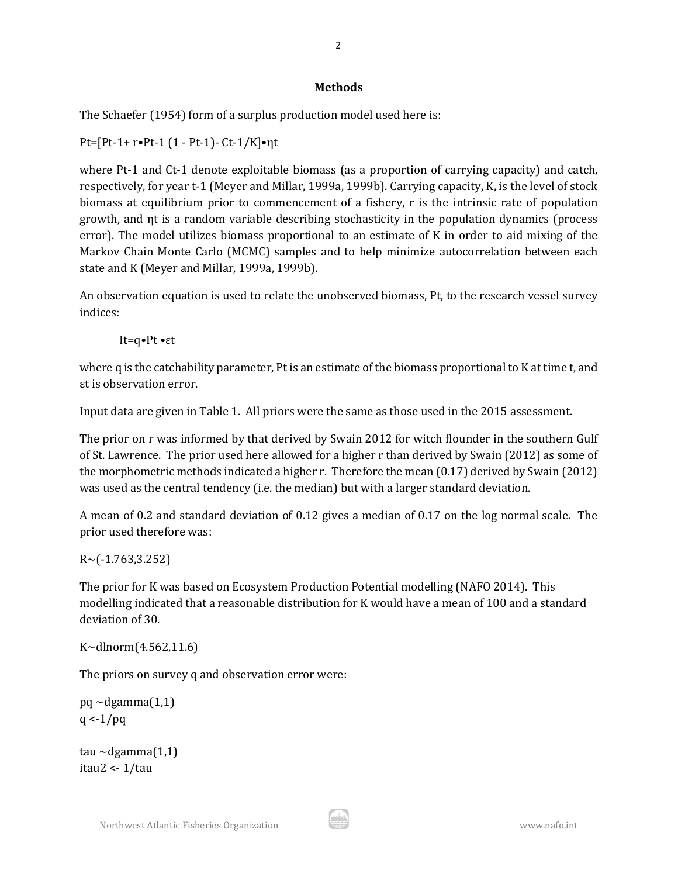## Methods

The Schaefer (1954) form of a surplus production model used here is:

$$P_t=[P_{t-1}+ r\bullet P_{t-1} (1 - P_{t-1})- C_{t-1}/K]\bullet \eta_t$$

where $P_{t-1}$ and $C_{t-1}$ denote exploitable biomass (as a proportion of carrying capacity) and catch, respectively, for year t-1 (Meyer and Millar, 1999a, 1999b). Carrying capacity, K, is the level of stock biomass at equilibrium prior to commencement of a fishery, r is the intrinsic rate of population growth, and $\eta_t$ is a random variable describing stochasticity in the population dynamics (process error). The model utilizes biomass proportional to an estimate of K in order to aid mixing of the Markov Chain Monte Carlo (MCMC) samples and to help minimize autocorrelation between each state and K (Meyer and Millar, 1999a, 1999b).

An observation equation is used to relate the unobserved biomass, $P_t$, to the research vessel survey indices:

$$I_t=q\bullet P_t \bullet\varepsilon_t$$

where q is the catchability parameter, $P_t$ is an estimate of the biomass proportional to K at time t, and $\varepsilon_t$ is observation error.

Input data are given in Table 1. All priors were the same as those used in the 2015 assessment.

The prior on r was informed by that derived by Swain 2012 for witch flounder in the southern Gulf of St. Lawrence. The prior used here allowed for a higher r than derived by Swain (2012) as some of the morphometric methods indicated a higher r. Therefore the mean (0.17) derived by Swain (2012) was used as the central tendency (i.e. the median) but with a larger standard deviation.

A mean of 0.2 and standard deviation of 0.12 gives a median of 0.17 on the log normal scale. The prior used therefore was:

R~(-1.763,3.252)

The prior for K was based on Ecosystem Production Potential modelling (NAFO 2014). This modelling indicated that a reasonable distribution for K would have a mean of 100 and a standard deviation of 30.

K~dlnorm(4.562,11.6)

The priors on survey q and observation error were:

```
pq ~dgamma(1,1)
q <-1/pq

tau ~dgamma(1,1)
itau2 <- 1/tau
```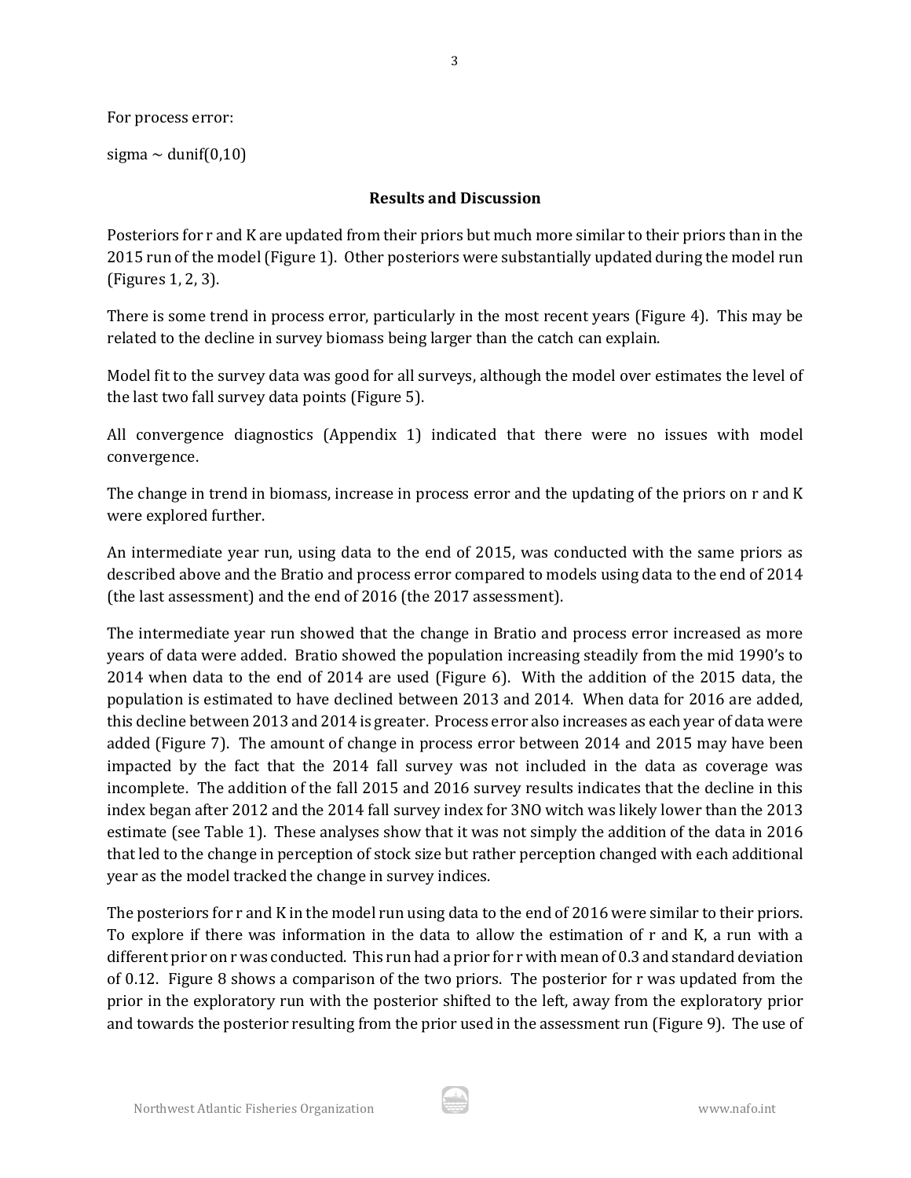For process error:

sigma ~ dunif(0,10)

## Results and Discussion

Posteriors for r and K are updated from their priors but much more similar to their priors than in the 2015 run of the model (Figure 1). Other posteriors were substantially updated during the model run (Figures 1, 2, 3).

There is some trend in process error, particularly in the most recent years (Figure 4). This may be related to the decline in survey biomass being larger than the catch can explain.

Model fit to the survey data was good for all surveys, although the model over estimates the level of the last two fall survey data points (Figure 5).

All convergence diagnostics (Appendix 1) indicated that there were no issues with model convergence.

The change in trend in biomass, increase in process error and the updating of the priors on r and K were explored further.

An intermediate year run, using data to the end of 2015, was conducted with the same priors as described above and the Bratio and process error compared to models using data to the end of 2014 (the last assessment) and the end of 2016 (the 2017 assessment).

The intermediate year run showed that the change in Bratio and process error increased as more years of data were added. Bratio showed the population increasing steadily from the mid 1990's to 2014 when data to the end of 2014 are used (Figure 6). With the addition of the 2015 data, the population is estimated to have declined between 2013 and 2014. When data for 2016 are added, this decline between 2013 and 2014 is greater. Process error also increases as each year of data were added (Figure 7). The amount of change in process error between 2014 and 2015 may have been impacted by the fact that the 2014 fall survey was not included in the data as coverage was incomplete. The addition of the fall 2015 and 2016 survey results indicates that the decline in this index began after 2012 and the 2014 fall survey index for 3NO witch was likely lower than the 2013 estimate (see Table 1). These analyses show that it was not simply the addition of the data in 2016 that led to the change in perception of stock size but rather perception changed with each additional year as the model tracked the change in survey indices.

The posteriors for r and K in the model run using data to the end of 2016 were similar to their priors. To explore if there was information in the data to allow the estimation of r and K, a run with a different prior on r was conducted. This run had a prior for r with mean of 0.3 and standard deviation of 0.12. Figure 8 shows a comparison of the two priors. The posterior for r was updated from the prior in the exploratory run with the posterior shifted to the left, away from the exploratory prior and towards the posterior resulting from the prior used in the assessment run (Figure 9). The use of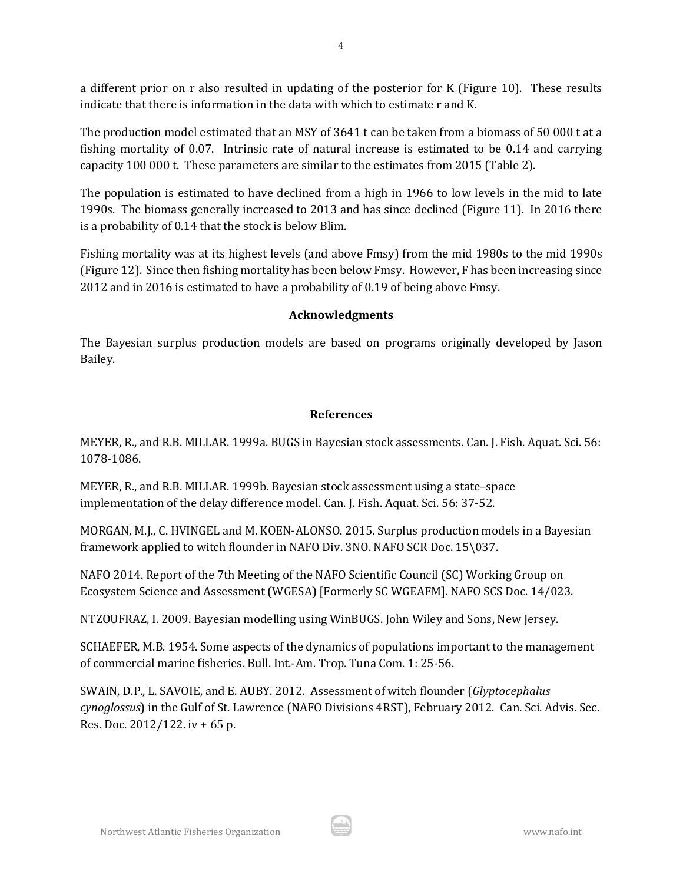a different prior on r also resulted in updating of the posterior for K (Figure 10). These results indicate that there is information in the data with which to estimate r and K.

The production model estimated that an MSY of 3641 t can be taken from a biomass of 50 000 t at a fishing mortality of 0.07. Intrinsic rate of natural increase is estimated to be 0.14 and carrying capacity 100 000 t. These parameters are similar to the estimates from 2015 (Table 2).

The population is estimated to have declined from a high in 1966 to low levels in the mid to late 1990s. The biomass generally increased to 2013 and has since declined (Figure 11). In 2016 there is a probability of 0.14 that the stock is below Blim.

Fishing mortality was at its highest levels (and above Fmsy) from the mid 1980s to the mid 1990s (Figure 12). Since then fishing mortality has been below Fmsy. However, F has been increasing since 2012 and in 2016 is estimated to have a probability of 0.19 of being above Fmsy.

## Acknowledgments

The Bayesian surplus production models are based on programs originally developed by Jason Bailey.

## References

MEYER, R., and R.B. MILLAR. 1999a. BUGS in Bayesian stock assessments. Can. J. Fish. Aquat. Sci. 56: 1078-1086.

MEYER, R., and R.B. MILLAR. 1999b. Bayesian stock assessment using a state–space implementation of the delay difference model. Can. J. Fish. Aquat. Sci. 56: 37-52.

MORGAN, M.J., C. HVINGEL and M. KOEN-ALONSO. 2015. Surplus production models in a Bayesian framework applied to witch flounder in NAFO Div. 3NO. NAFO SCR Doc. 15\037.

NAFO 2014. Report of the 7th Meeting of the NAFO Scientific Council (SC) Working Group on Ecosystem Science and Assessment (WGESA) [Formerly SC WGEAFM]. NAFO SCS Doc. 14/023.

NTZOUFRAZ, I. 2009. Bayesian modelling using WinBUGS. John Wiley and Sons, New Jersey.

SCHAEFER, M.B. 1954. Some aspects of the dynamics of populations important to the management of commercial marine fisheries. Bull. Int.-Am. Trop. Tuna Com. 1: 25-56.

SWAIN, D.P., L. SAVOIE, and E. AUBY. 2012. Assessment of witch flounder (*Glyptocephalus cynoglossus*) in the Gulf of St. Lawrence (NAFO Divisions 4RST), February 2012. Can. Sci. Advis. Sec. Res. Doc. 2012/122. iv + 65 p.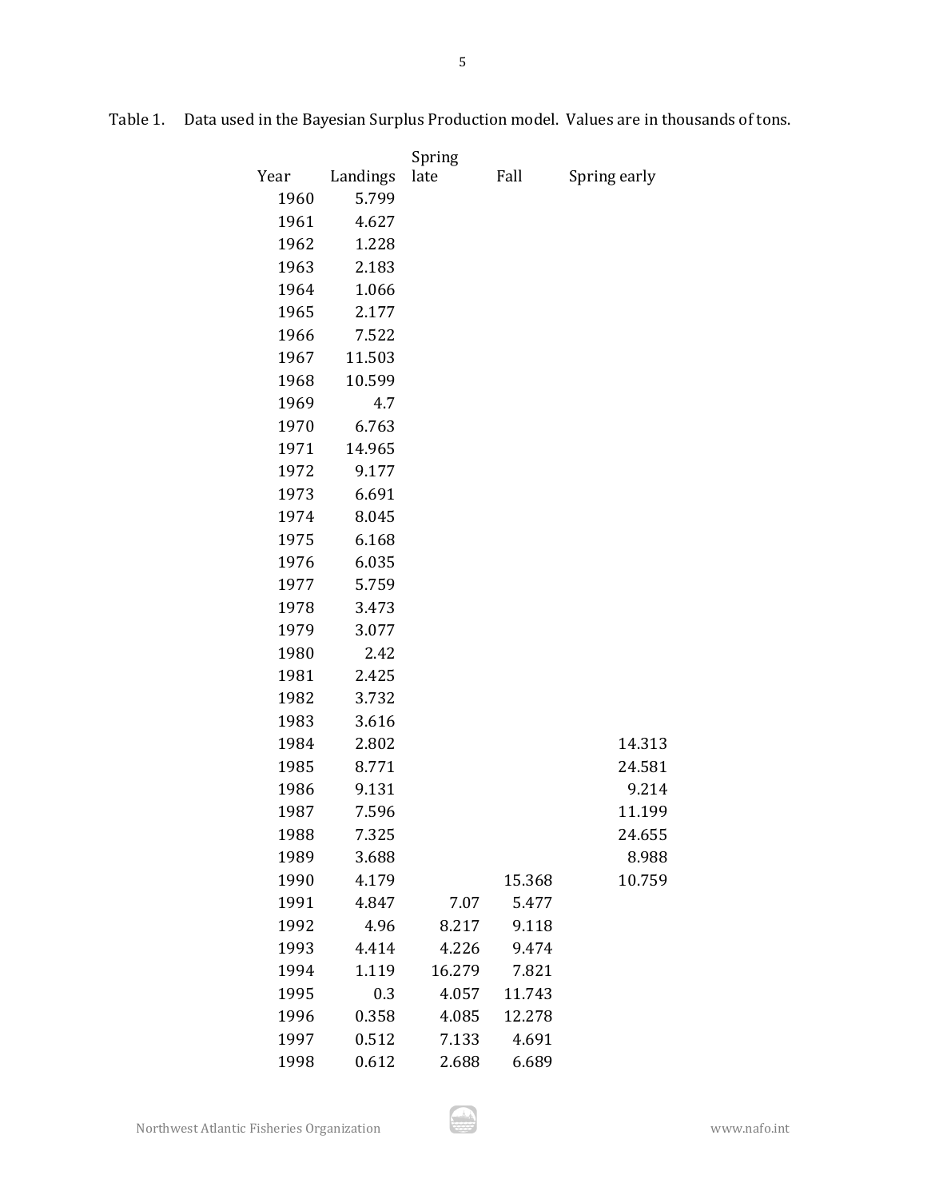Table 1. Data used in the Bayesian Surplus Production model. Values are in thousands of tons.

| Year | Landings | Spring late | Fall | Spring early |
|---|---|---|---|---|
| 1960 | 5.799 | | | |
| 1961 | 4.627 | | | |
| 1962 | 1.228 | | | |
| 1963 | 2.183 | | | |
| 1964 | 1.066 | | | |
| 1965 | 2.177 | | | |
| 1966 | 7.522 | | | |
| 1967 | 11.503 | | | |
| 1968 | 10.599 | | | |
| 1969 | 4.7 | | | |
| 1970 | 6.763 | | | |
| 1971 | 14.965 | | | |
| 1972 | 9.177 | | | |
| 1973 | 6.691 | | | |
| 1974 | 8.045 | | | |
| 1975 | 6.168 | | | |
| 1976 | 6.035 | | | |
| 1977 | 5.759 | | | |
| 1978 | 3.473 | | | |
| 1979 | 3.077 | | | |
| 1980 | 2.42 | | | |
| 1981 | 2.425 | | | |
| 1982 | 3.732 | | | |
| 1983 | 3.616 | | | |
| 1984 | 2.802 | | | 14.313 |
| 1985 | 8.771 | | | 24.581 |
| 1986 | 9.131 | | | 9.214 |
| 1987 | 7.596 | | | 11.199 |
| 1988 | 7.325 | | | 24.655 |
| 1989 | 3.688 | | | 8.988 |
| 1990 | 4.179 | | 15.368 | 10.759 |
| 1991 | 4.847 | 7.07 | 5.477 | |
| 1992 | 4.96 | 8.217 | 9.118 | |
| 1993 | 4.414 | 4.226 | 9.474 | |
| 1994 | 1.119 | 16.279 | 7.821 | |
| 1995 | 0.3 | 4.057 | 11.743 | |
| 1996 | 0.358 | 4.085 | 12.278 | |
| 1997 | 0.512 | 7.133 | 4.691 | |
| 1998 | 0.612 | 2.688 | 6.689 | |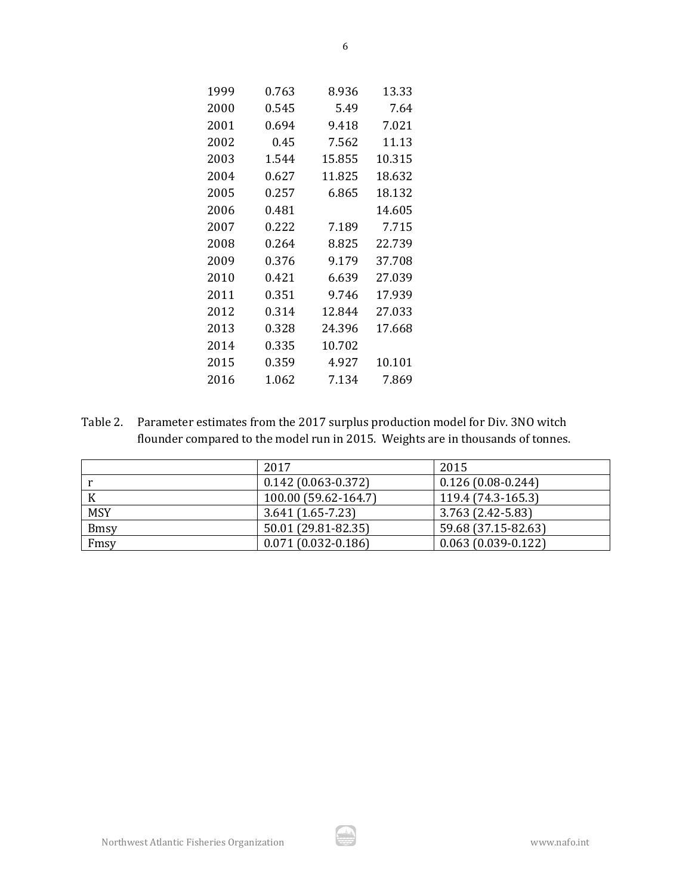| | | | |
|---|---|---|---|
| 1999 | 0.763 | 8.936 | 13.33 |
| 2000 | 0.545 | 5.49 | 7.64 |
| 2001 | 0.694 | 9.418 | 7.021 |
| 2002 | 0.45 | 7.562 | 11.13 |
| 2003 | 1.544 | 15.855 | 10.315 |
| 2004 | 0.627 | 11.825 | 18.632 |
| 2005 | 0.257 | 6.865 | 18.132 |
| 2006 | 0.481 | | 14.605 |
| 2007 | 0.222 | 7.189 | 7.715 |
| 2008 | 0.264 | 8.825 | 22.739 |
| 2009 | 0.376 | 9.179 | 37.708 |
| 2010 | 0.421 | 6.639 | 27.039 |
| 2011 | 0.351 | 9.746 | 17.939 |
| 2012 | 0.314 | 12.844 | 27.033 |
| 2013 | 0.328 | 24.396 | 17.668 |
| 2014 | 0.335 | 10.702 | |
| 2015 | 0.359 | 4.927 | 10.101 |
| 2016 | 1.062 | 7.134 | 7.869 |

Table 2. Parameter estimates from the 2017 surplus production model for Div. 3NO witch flounder compared to the model run in 2015. Weights are in thousands of tonnes.

| | 2017 | 2015 |
|---|---|---|
| r | 0.142 (0.063-0.372) | 0.126 (0.08-0.244) |
| K | 100.00 (59.62-164.7) | 119.4 (74.3-165.3) |
| MSY | 3.641 (1.65-7.23) | 3.763 (2.42-5.83) |
| Bmsy | 50.01 (29.81-82.35) | 59.68 (37.15-82.63) |
| Fmsy | 0.071 (0.032-0.186) | 0.063 (0.039-0.122) |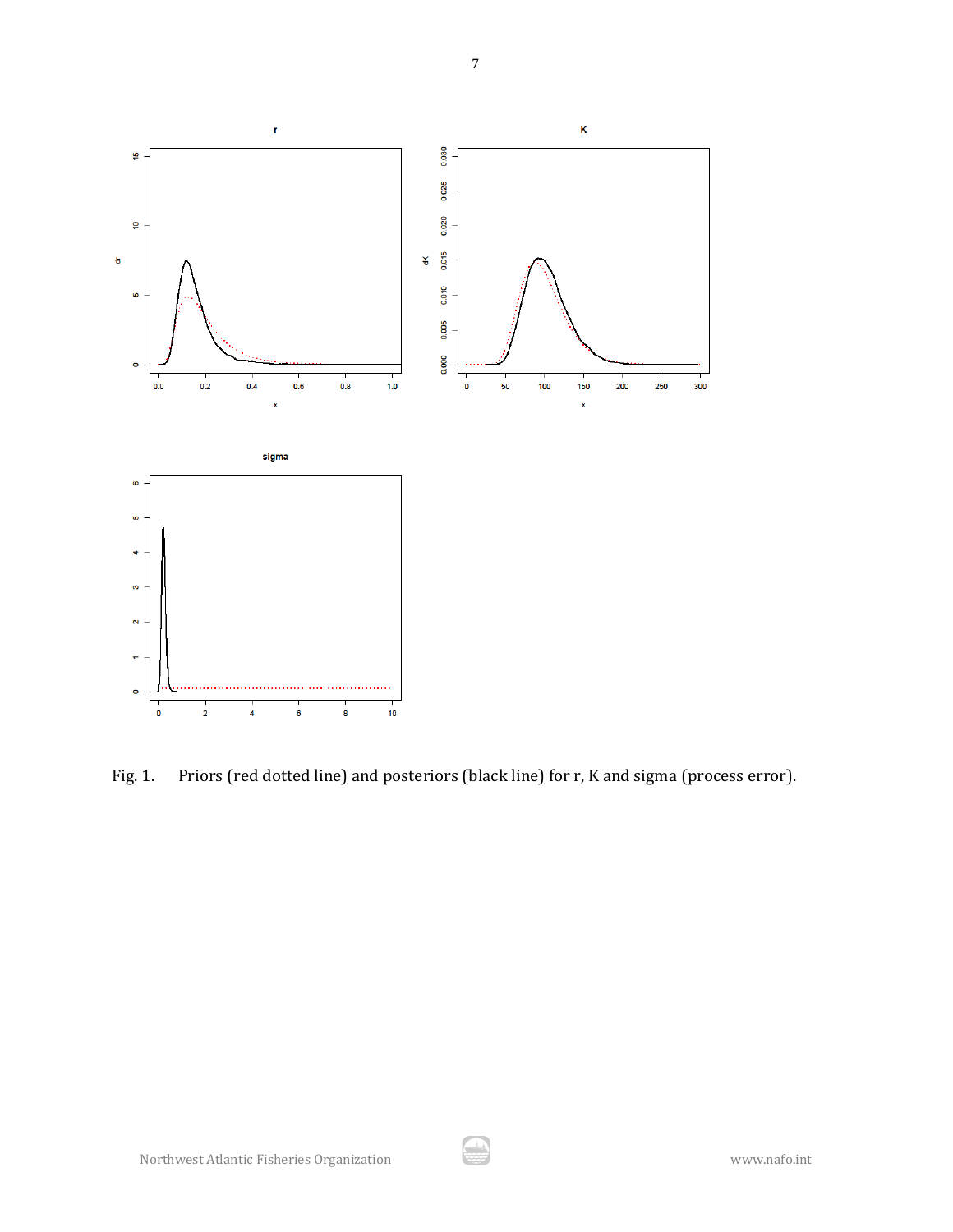Fig. 1. Priors (red dotted line) and posteriors (black line) for r, K and sigma (process error).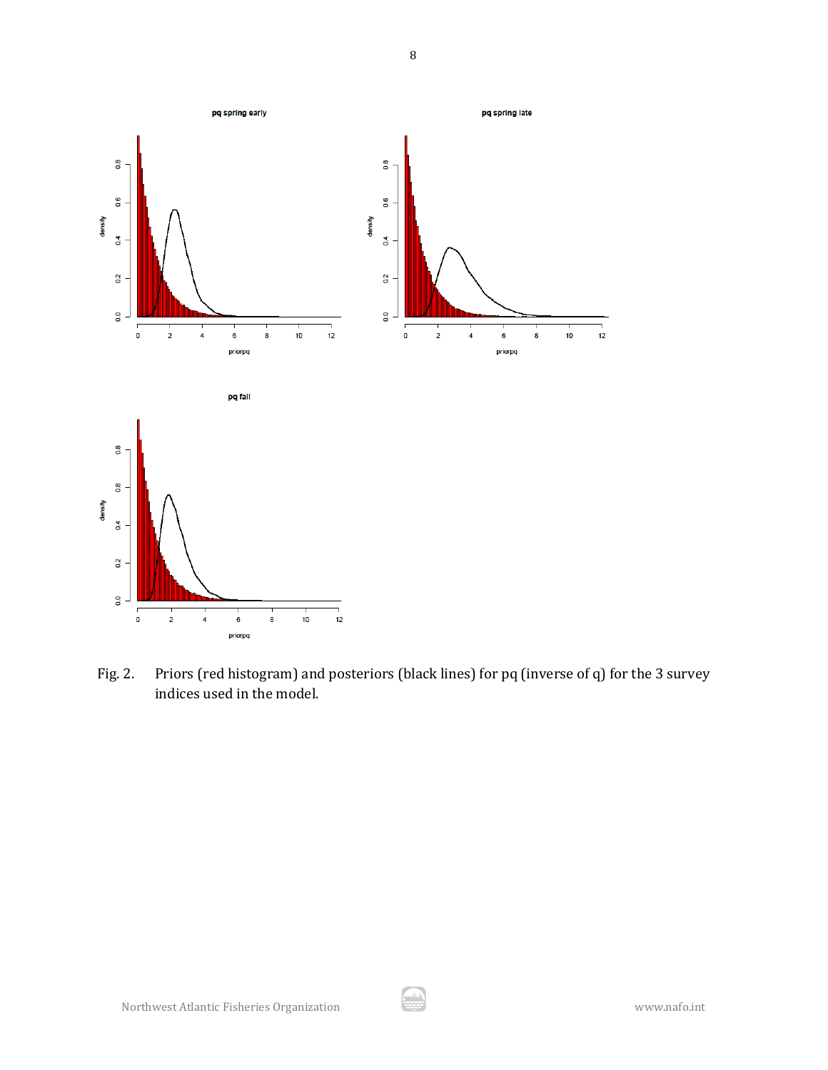Fig. 2. Priors (red histogram) and posteriors (black lines) for pq (inverse of q) for the 3 survey indices used in the model.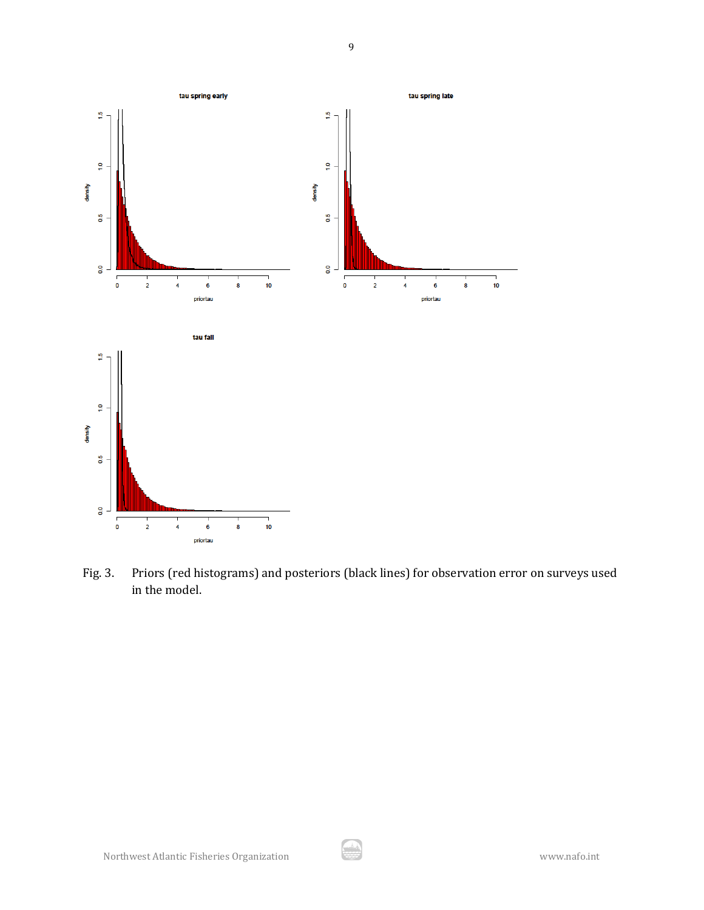Fig. 3. Priors (red histograms) and posteriors (black lines) for observation error on surveys used in the model.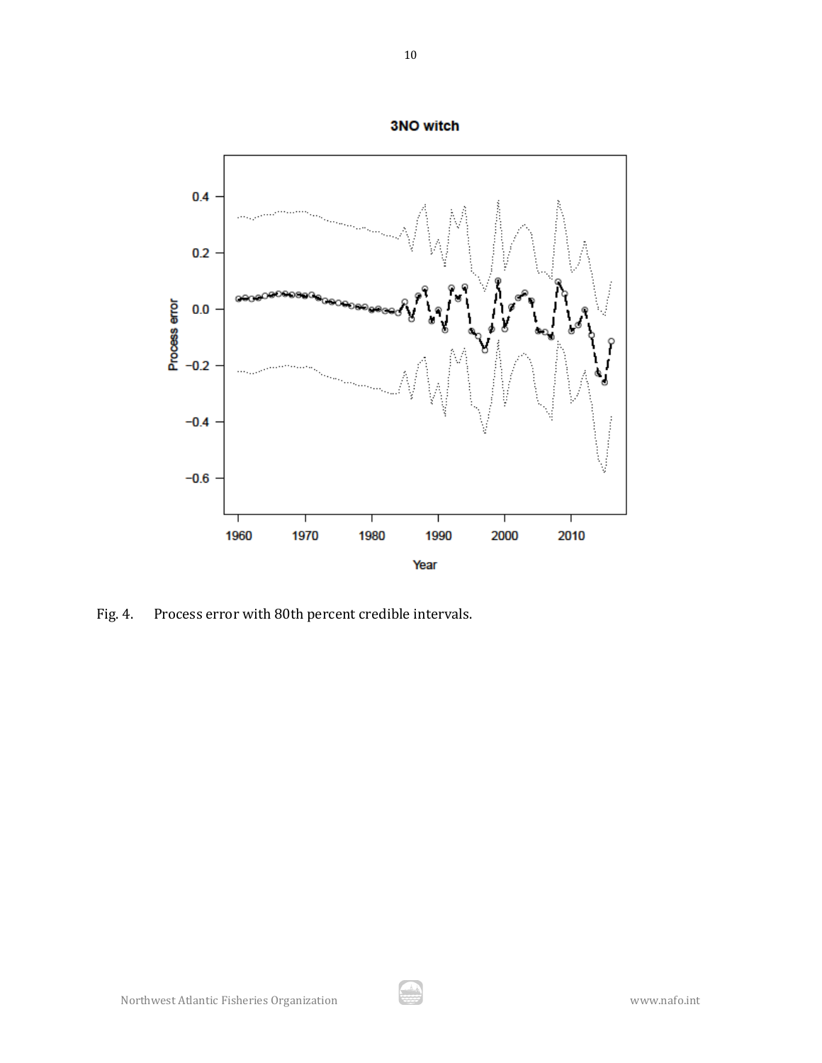Fig. 4. Process error with 80th percent credible intervals.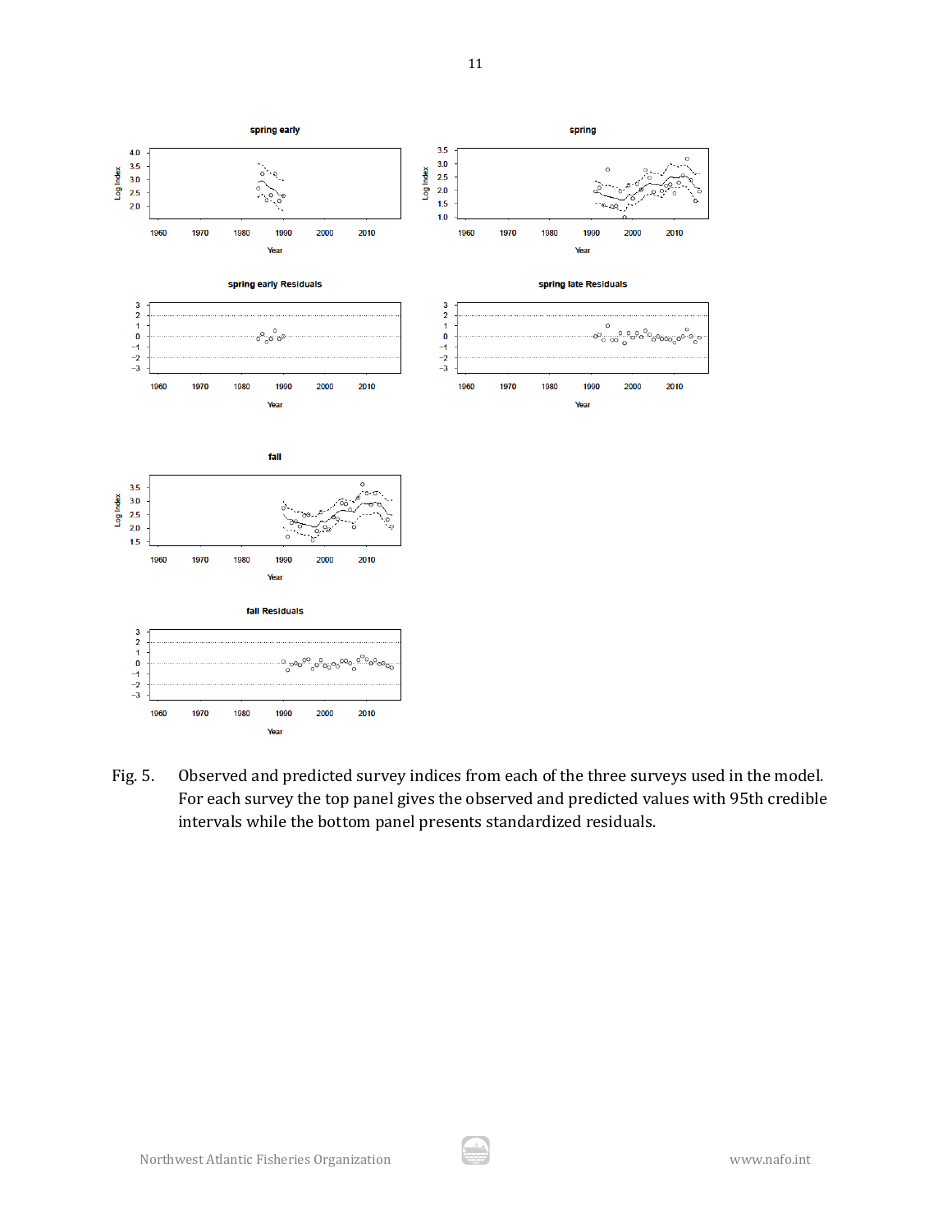Fig. 5. Observed and predicted survey indices from each of the three surveys used in the model. For each survey the top panel gives the observed and predicted values with 95th credible intervals while the bottom panel presents standardized residuals.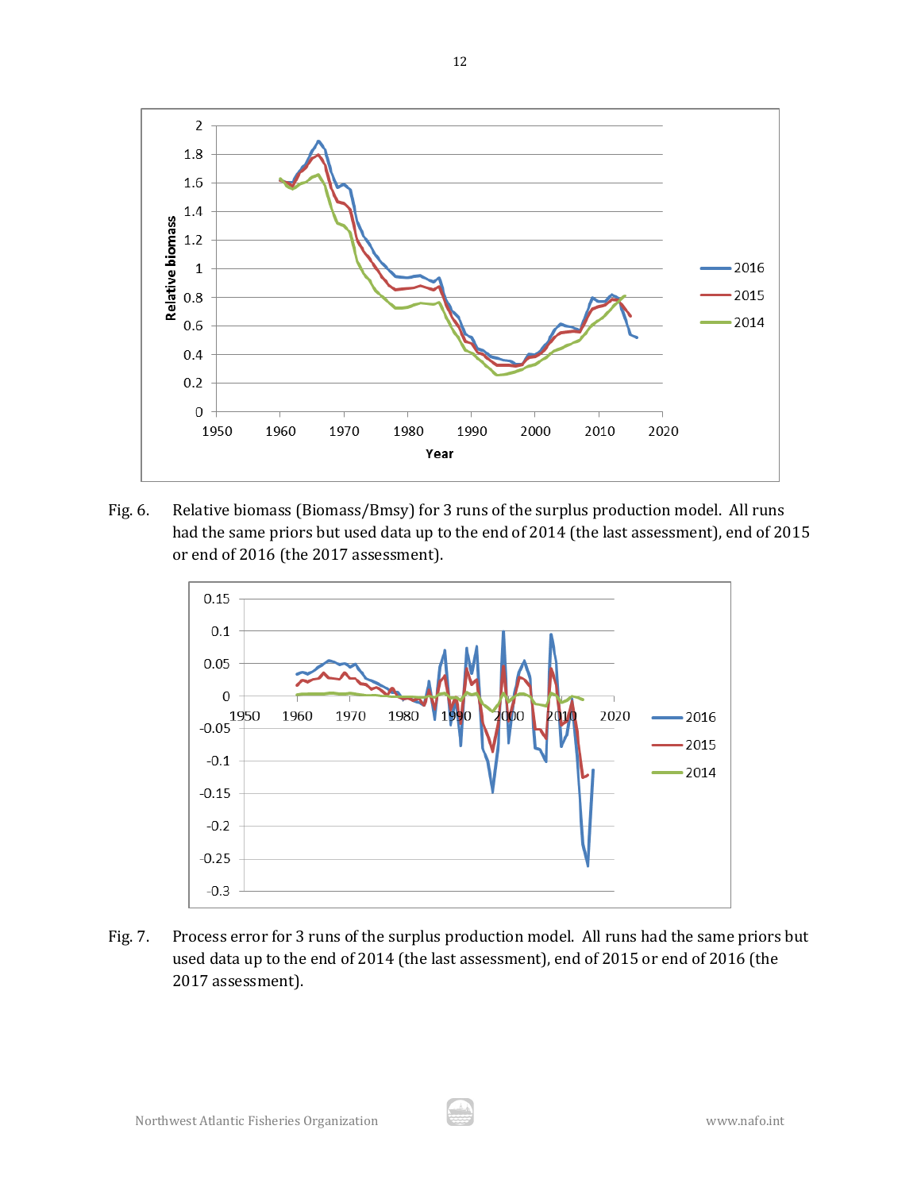Fig. 6. Relative biomass (Biomass/Bmsy) for 3 runs of the surplus production model. All runs had the same priors but used data up to the end of 2014 (the last assessment), end of 2015 or end of 2016 (the 2017 assessment).

Fig. 7. Process error for 3 runs of the surplus production model. All runs had the same priors but used data up to the end of 2014 (the last assessment), end of 2015 or end of 2016 (the 2017 assessment).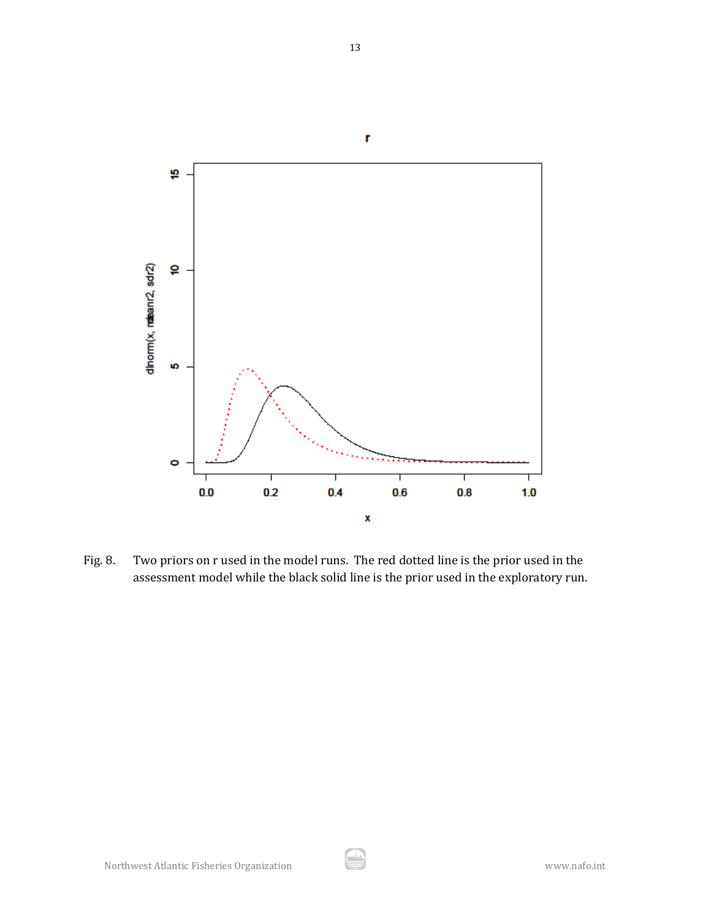Fig. 8. Two priors on r used in the model runs. The red dotted line is the prior used in the assessment model while the black solid line is the prior used in the exploratory run.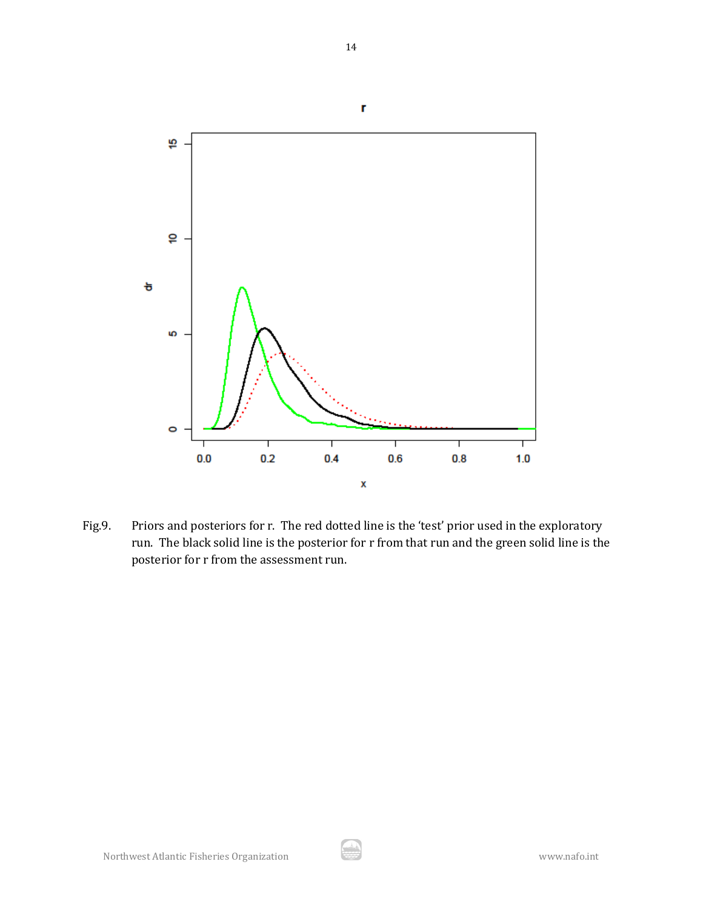Fig.9. Priors and posteriors for r. The red dotted line is the 'test' prior used in the exploratory run. The black solid line is the posterior for r from that run and the green solid line is the posterior for r from the assessment run.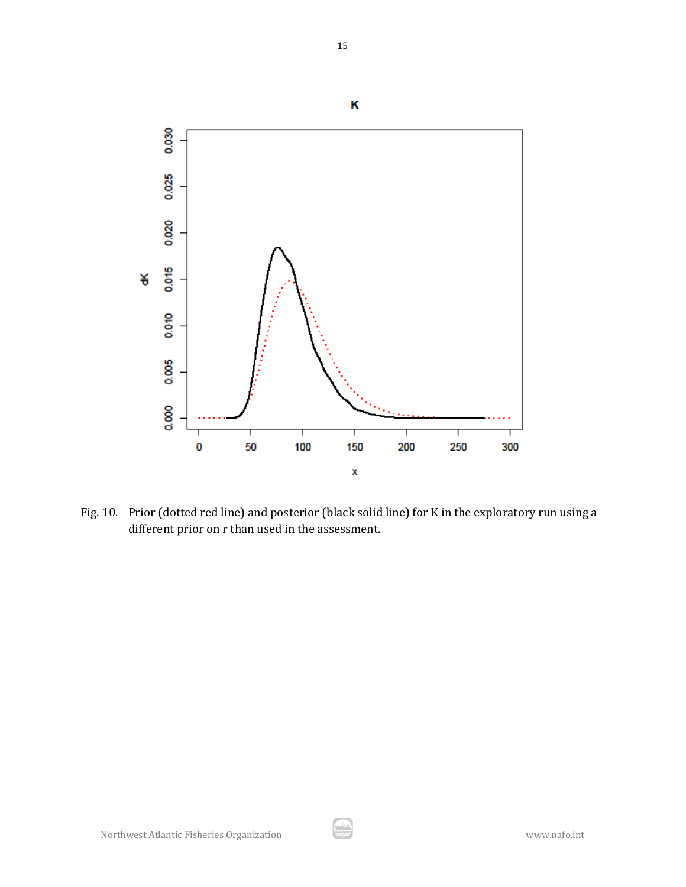Fig. 10. Prior (dotted red line) and posterior (black solid line) for K in the exploratory run using a different prior on r than used in the assessment.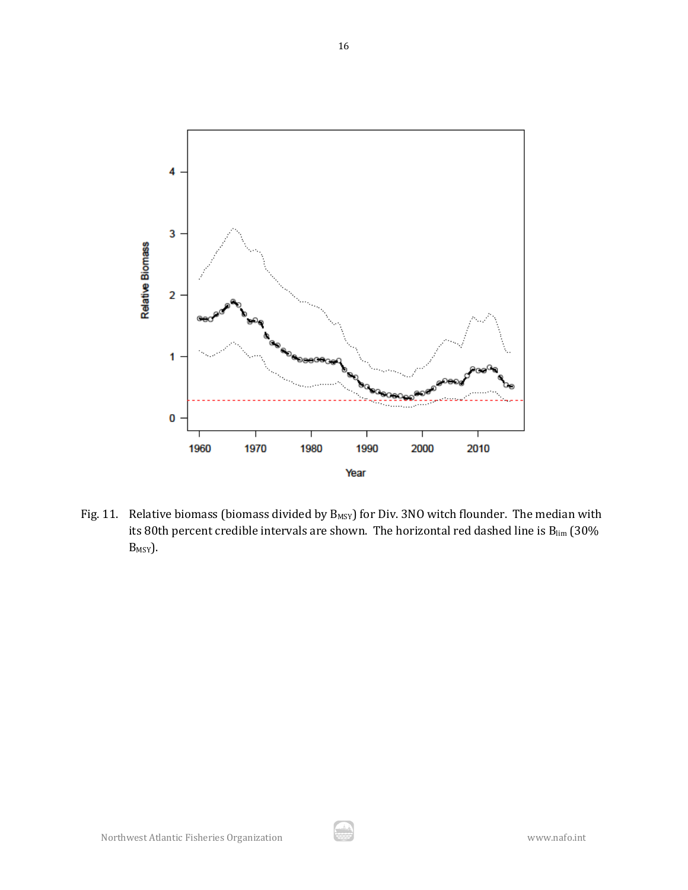Fig. 11. Relative biomass (biomass divided by $B_{MSY}$) for Div. 3NO witch flounder. The median with its 80th percent credible intervals are shown. The horizontal red dashed line is $B_{lim}$ (30% $B_{MSY}$).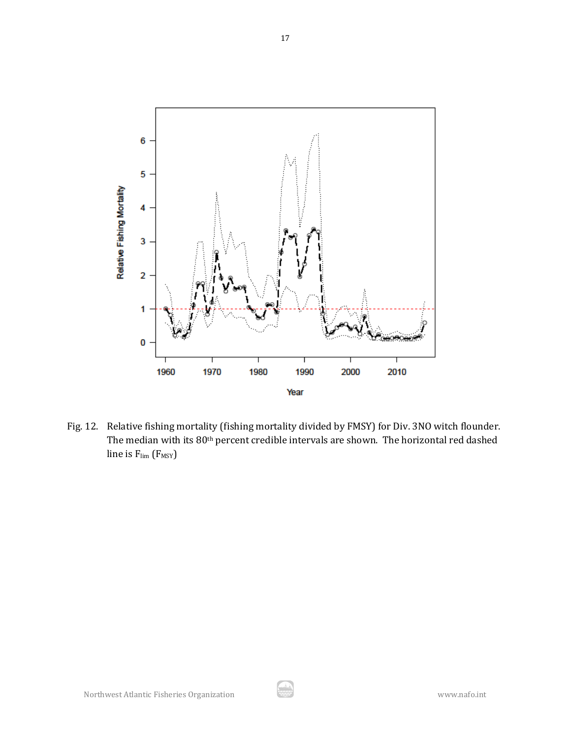Fig. 12. Relative fishing mortality (fishing mortality divided by FMSY) for Div. 3NO witch flounder. The median with its 80th percent credible intervals are shown. The horizontal red dashed line is $F_{lim}$ ($F_{MSY}$)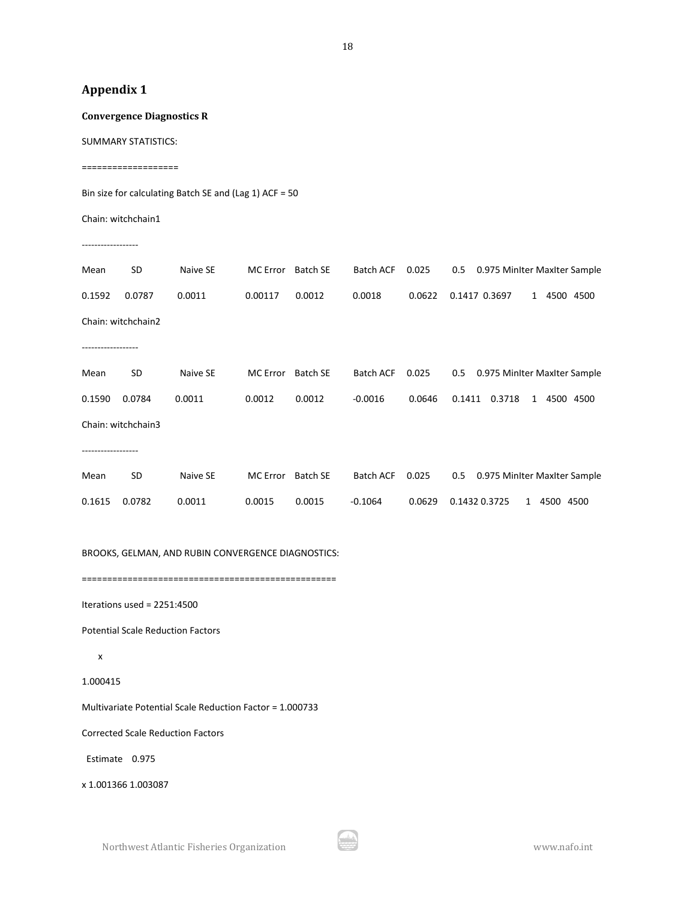# Appendix 1

**Convergence Diagnostics R**

SUMMARY STATISTICS:

==================

Bin size for calculating Batch SE and (Lag 1) ACF = 50

Chain: witchchain1

------------------

| Mean | SD | Naive SE | MC Error | Batch SE | Batch ACF | 0.025 | 0.5 | 0.975 | MinIter | MaxIter | Sample |
|---|---|---|---|---|---|---|---|---|---|---|---|
| 0.1592 | 0.0787 | 0.0011 | 0.00117 | 0.0012 | 0.0018 | 0.0622 | 0.1417 | 0.3697 | 1 | 4500 | 4500 |

Chain: witchchain2

------------------

| Mean | SD | Naive SE | MC Error | Batch SE | Batch ACF | 0.025 | 0.5 | 0.975 | MinIter | MaxIter | Sample |
|---|---|---|---|---|---|---|---|---|---|---|---|
| 0.1590 | 0.0784 | 0.0011 | 0.0012 | 0.0012 | -0.0016 | 0.0646 | 0.1411 | 0.3718 | 1 | 4500 | 4500 |

Chain: witchchain3

------------------

| Mean | SD | Naive SE | MC Error | Batch SE | Batch ACF | 0.025 | 0.5 | 0.975 | MinIter | MaxIter | Sample |
|---|---|---|---|---|---|---|---|---|---|---|---|
| 0.1615 | 0.0782 | 0.0011 | 0.0015 | 0.0015 | -0.1064 | 0.0629 | 0.1432 | 0.3725 | 1 | 4500 | 4500 |

BROOKS, GELMAN, AND RUBIN CONVERGENCE DIAGNOSTICS:

================================================

Iterations used = 2251:4500

Potential Scale Reduction Factors

x

1.000415

Multivariate Potential Scale Reduction Factor = 1.000733

Corrected Scale Reduction Factors

| | Estimate | 0.975 |
|---|---|---|
| x | 1.001366 | 1.003087 |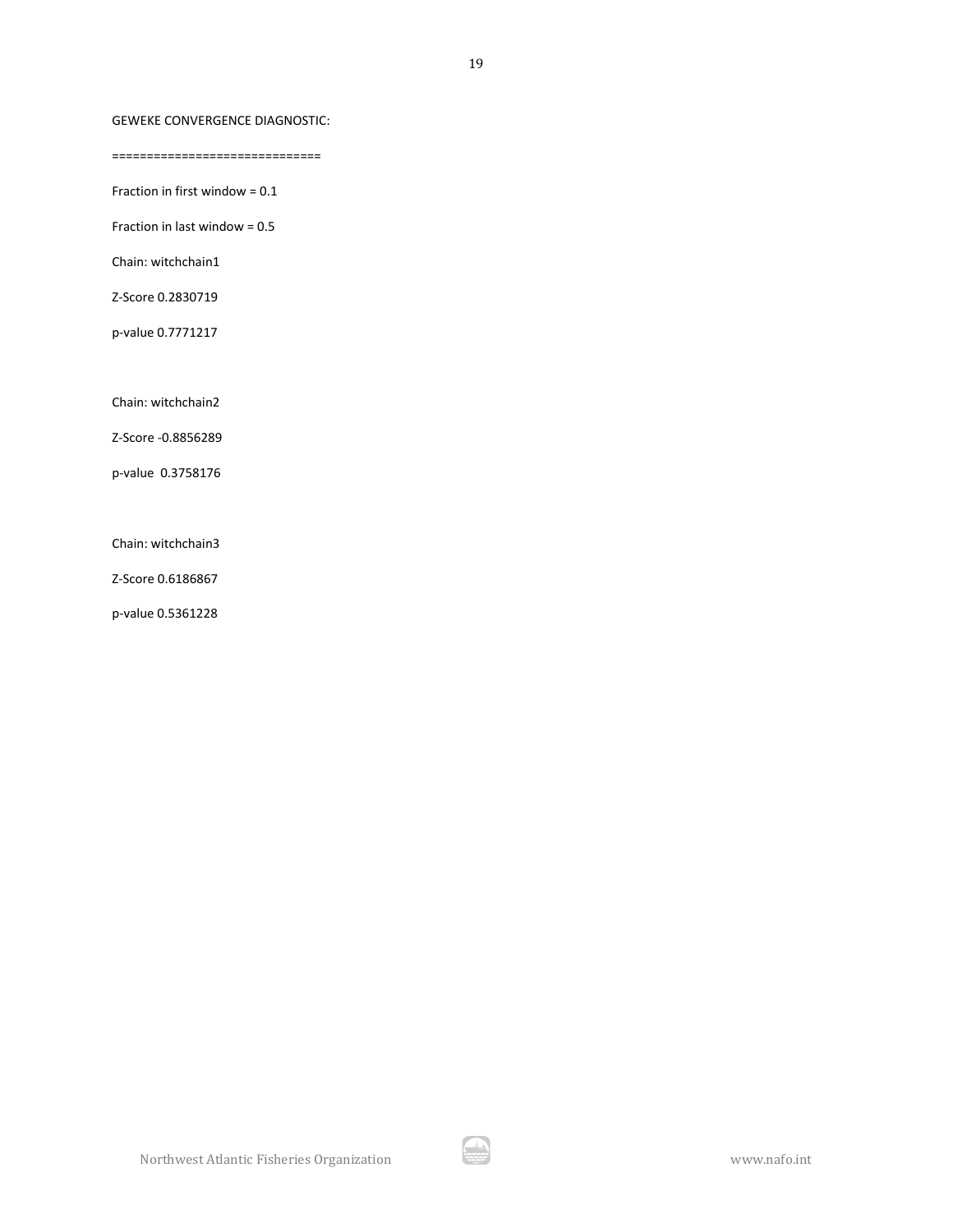GEWEKE CONVERGENCE DIAGNOSTIC:

==============================

Fraction in first window = 0.1

Fraction in last window = 0.5

Chain: witchchain1

Z-Score 0.2830719

p-value 0.7771217

Chain: witchchain2

Z-Score -0.8856289

p-value 0.3758176

Chain: witchchain3

Z-Score 0.6186867

p-value 0.5361228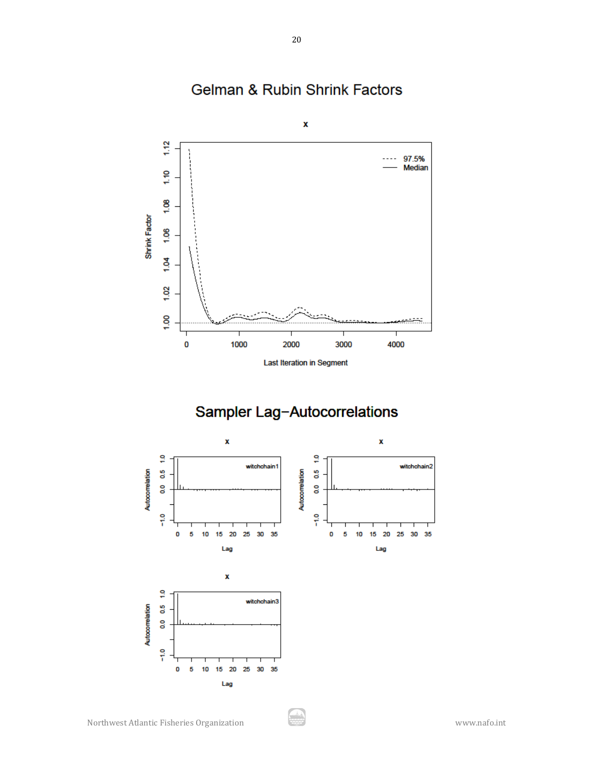# Gelman & Rubin Shrink Factors

# Sampler Lag−Autocorrelations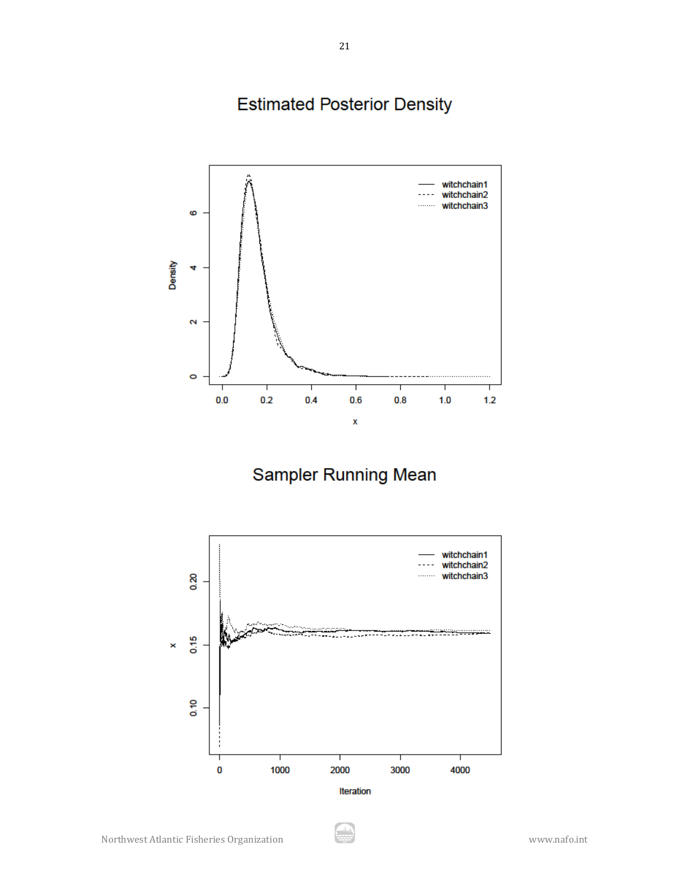# Estimated Posterior Density

# Sampler Running Mean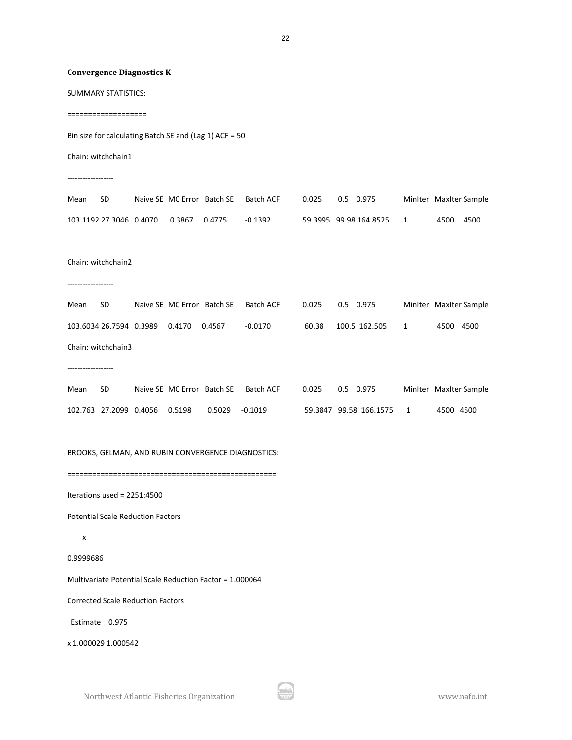**Convergence Diagnostics K**

SUMMARY STATISTICS:

===================

Bin size for calculating Batch SE and (Lag 1) ACF = 50

Chain: witchchain1

------------------

| Mean | SD | Naive SE | MC Error | Batch SE | Batch ACF | 0.025 | 0.5 | 0.975 | MinIter | MaxIter | Sample |
|---|---|---|---|---|---|---|---|---|---|---|---|
| 103.1192 | 27.3046 | 0.4070 | 0.3867 | 0.4775 | -0.1392 | 59.3995 | 99.98 | 164.8525 | 1 | 4500 | 4500 |

Chain: witchchain2

------------------

| Mean | SD | Naive SE | MC Error | Batch SE | Batch ACF | 0.025 | 0.5 | 0.975 | MinIter | MaxIter | Sample |
|---|---|---|---|---|---|---|---|---|---|---|---|
| 103.6034 | 26.7594 | 0.3989 | 0.4170 | 0.4567 | -0.0170 | 60.38 | 100.5 | 162.505 | 1 | 4500 | 4500 |

Chain: witchchain3

------------------

| Mean | SD | Naive SE | MC Error | Batch SE | Batch ACF | 0.025 | 0.5 | 0.975 | MinIter | MaxIter | Sample |
|---|---|---|---|---|---|---|---|---|---|---|---|
| 102.763 | 27.2099 | 0.4056 | 0.5198 | 0.5029 | -0.1019 | 59.3847 | 99.58 | 166.1575 | 1 | 4500 | 4500 |

BROOKS, GELMAN, AND RUBIN CONVERGENCE DIAGNOSTICS:

================================================

Iterations used = 2251:4500

Potential Scale Reduction Factors

x

0.9999686

Multivariate Potential Scale Reduction Factor = 1.000064

Corrected Scale Reduction Factors

| | Estimate | 0.975 |
|---|---|---|
| x | 1.000029 | 1.000542 |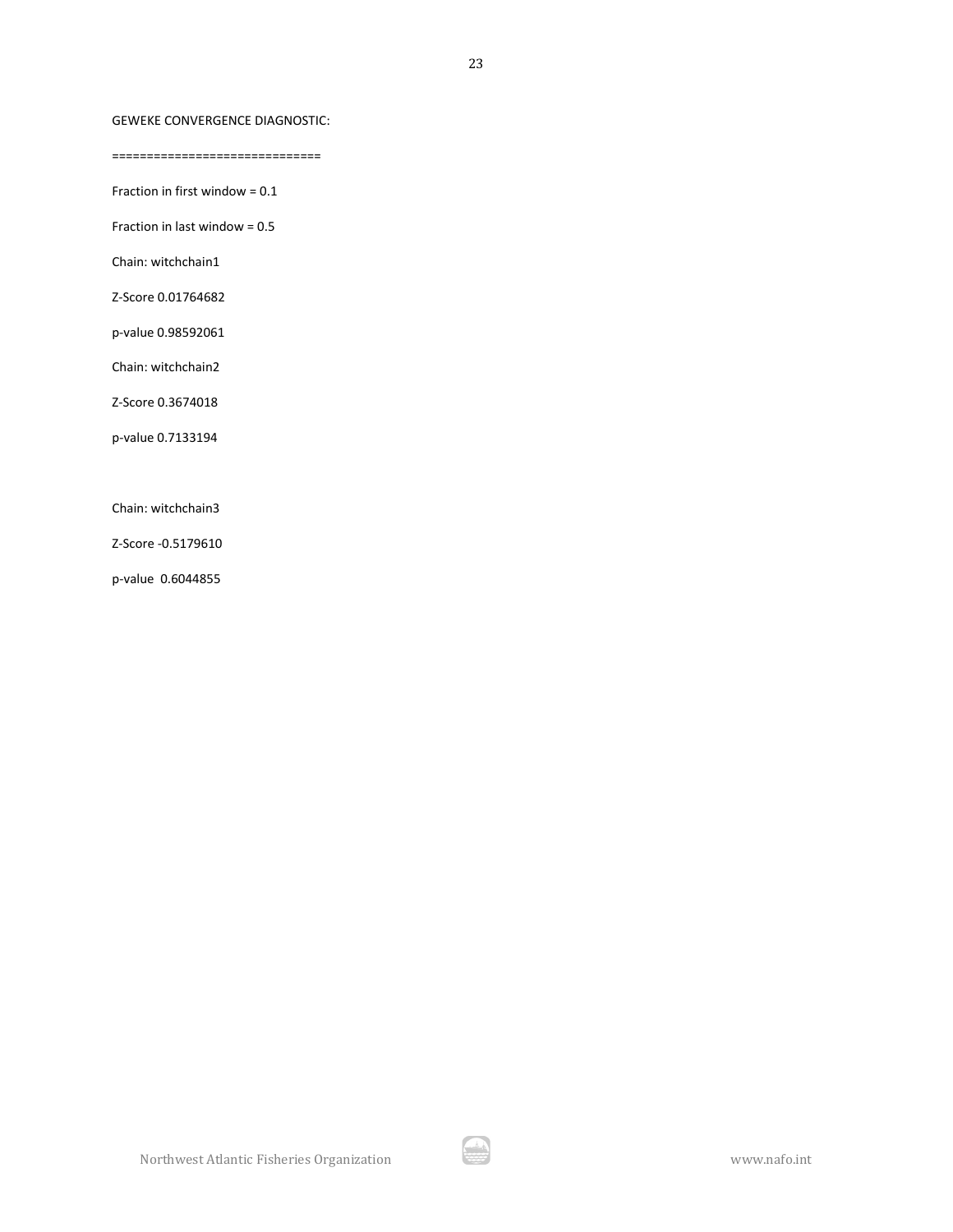GEWEKE CONVERGENCE DIAGNOSTIC:

==============================

Fraction in first window = 0.1

Fraction in last window = 0.5

Chain: witchchain1

Z-Score 0.01764682

p-value 0.98592061

Chain: witchchain2

Z-Score 0.3674018

p-value 0.7133194

Chain: witchchain3

Z-Score -0.5179610

p-value 0.6044855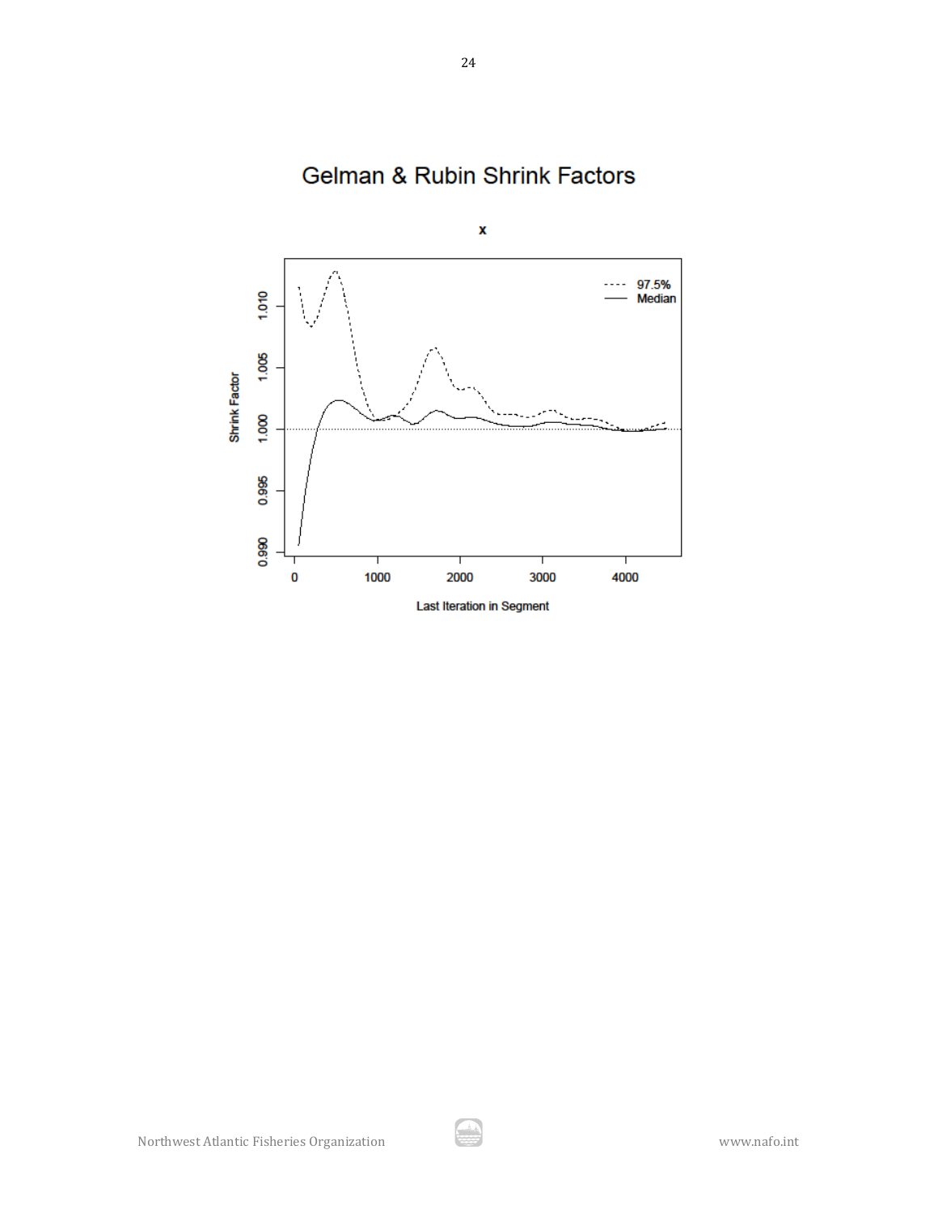# Gelman & Rubin Shrink Factors

**x**

- - - - 97.5%
——— Median

Shrink Factor

Last Iteration in Segment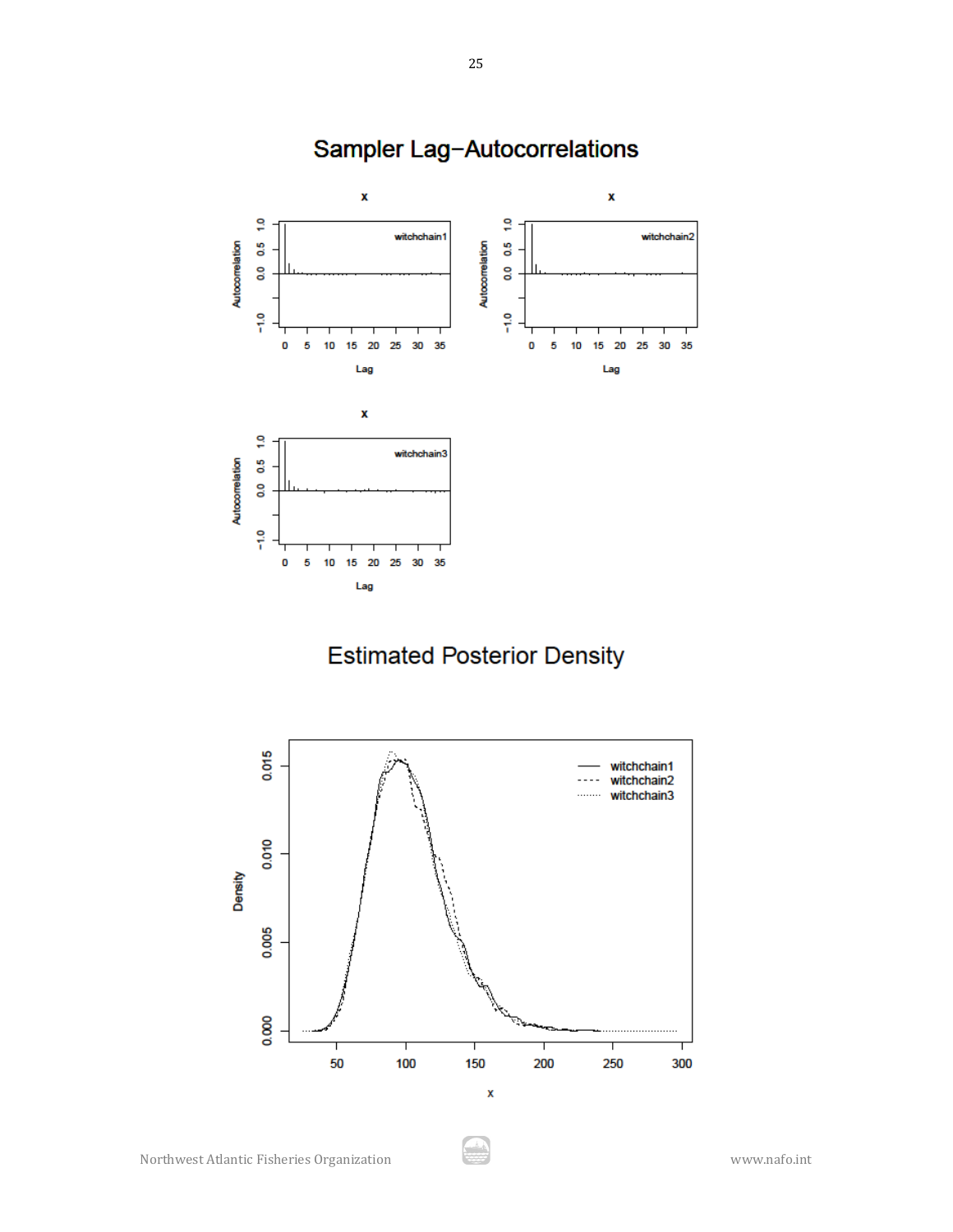## Sampler Lag−Autocorrelations

## Estimated Posterior Density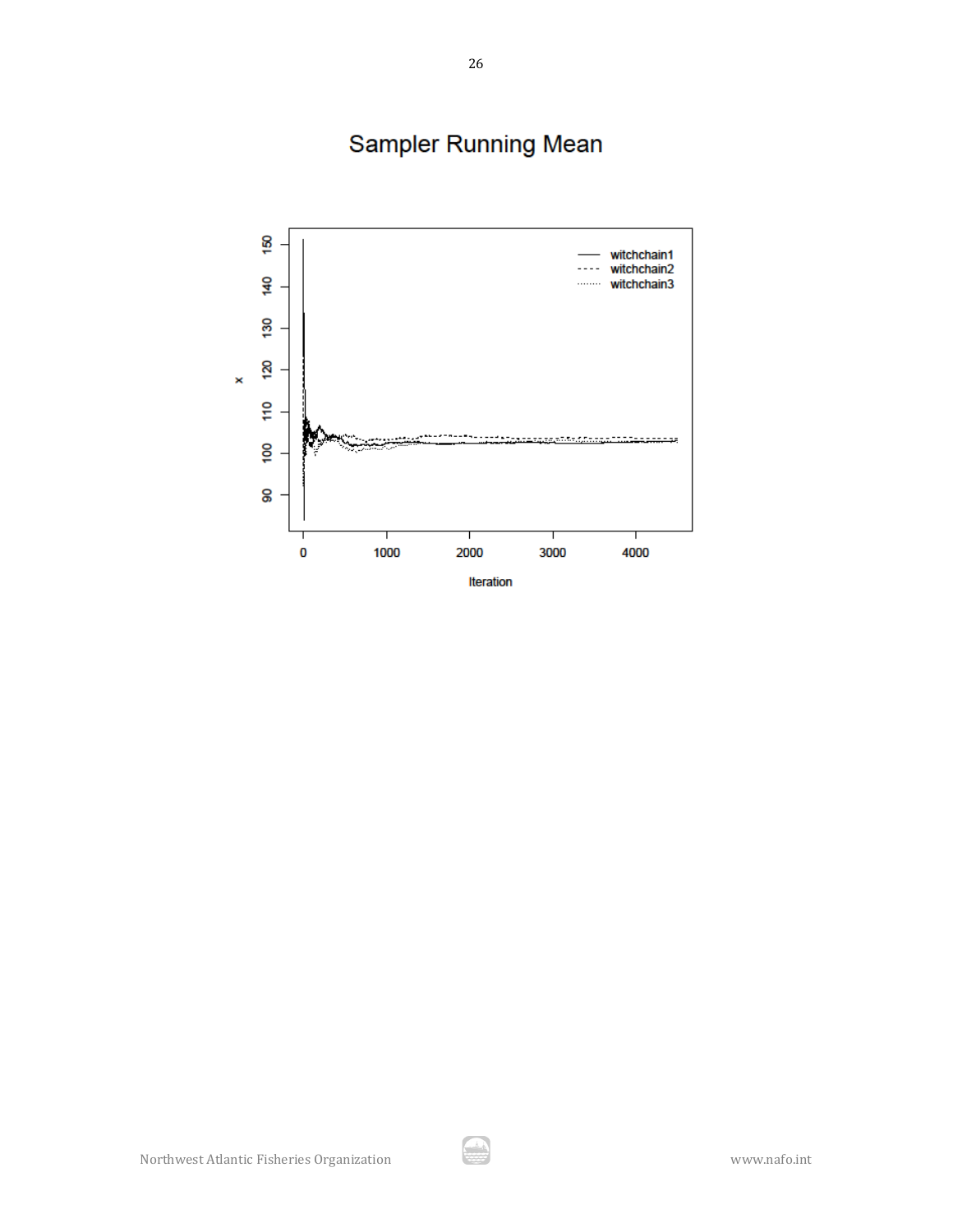Sampler Running Mean

witchchain1
witchchain2
witchchain3

x

Iteration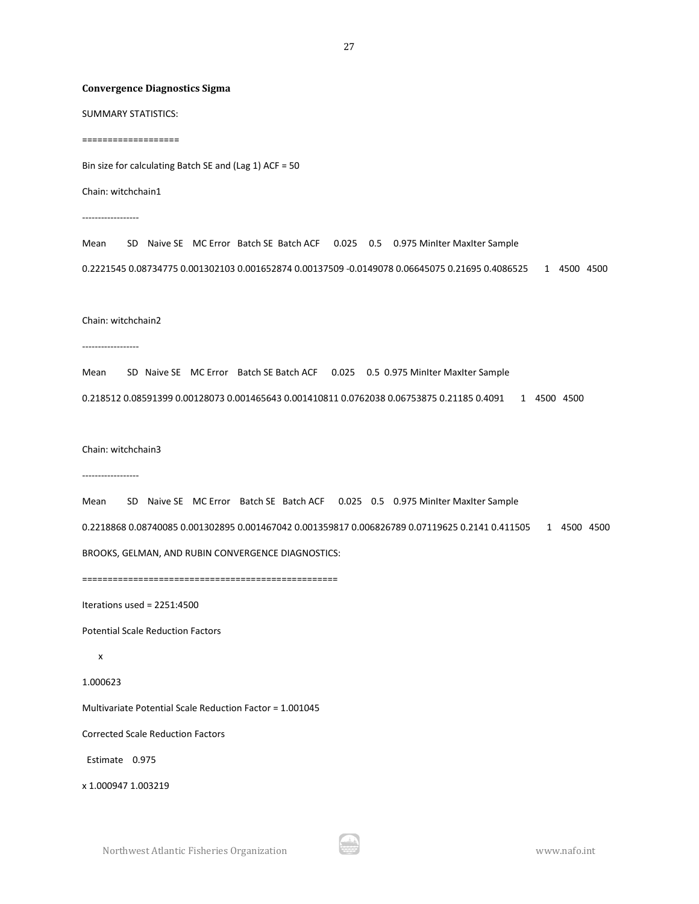**Convergence Diagnostics Sigma**

SUMMARY STATISTICS:

===================

Bin size for calculating Batch SE and (Lag 1) ACF = 50

Chain: witchchain1

------------------

Mean SD Naive SE MC Error Batch SE Batch ACF 0.025 0.5 0.975 MinIter MaxIter Sample

0.2221545 0.08734775 0.001302103 0.001652874 0.00137509 -0.0149078 0.06645075 0.21695 0.4086525 1 4500 4500

Chain: witchchain2

------------------

Mean SD Naive SE MC Error Batch SE Batch ACF 0.025 0.5 0.975 MinIter MaxIter Sample

0.218512 0.08591399 0.00128073 0.001465643 0.001410811 0.0762038 0.06753875 0.21185 0.4091 1 4500 4500

Chain: witchchain3

------------------

Mean SD Naive SE MC Error Batch SE Batch ACF 0.025 0.5 0.975 MinIter MaxIter Sample

0.2218868 0.08740085 0.001302895 0.001467042 0.001359817 0.006826789 0.07119625 0.2141 0.411505 1 4500 4500

BROOKS, GELMAN, AND RUBIN CONVERGENCE DIAGNOSTICS:

================================================

Iterations used = 2251:4500

Potential Scale Reduction Factors

x

1.000623

Multivariate Potential Scale Reduction Factor = 1.001045

Corrected Scale Reduction Factors

Estimate 0.975

x 1.000947 1.003219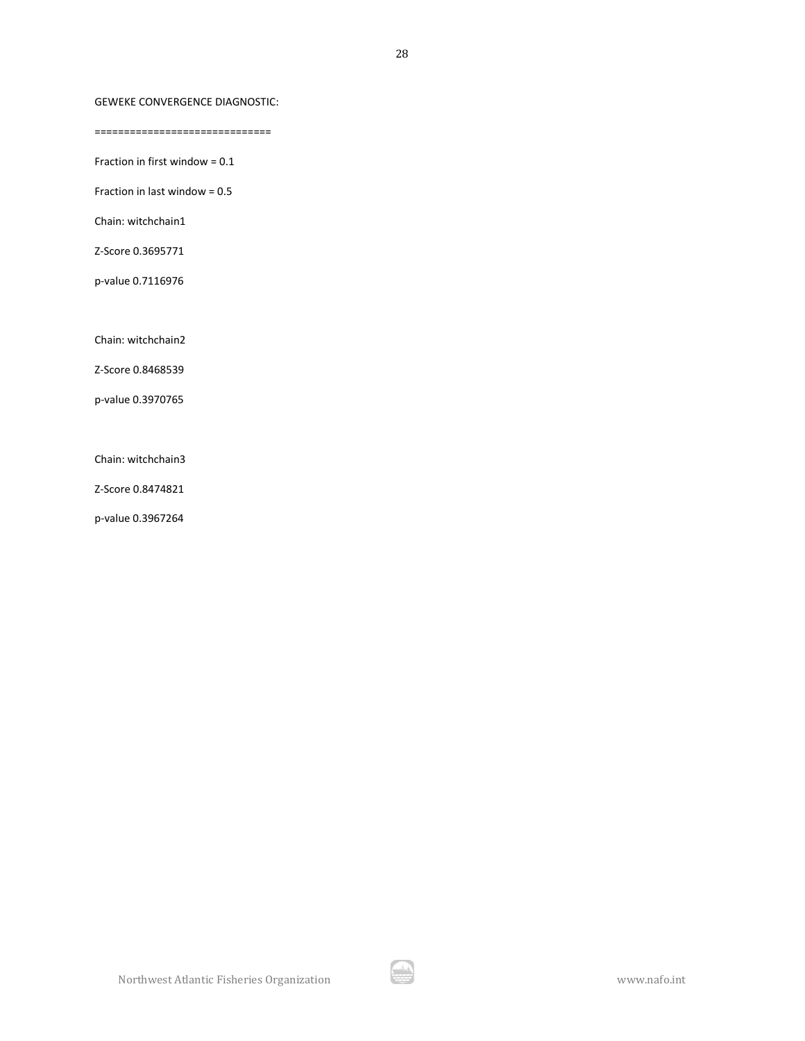GEWEKE CONVERGENCE DIAGNOSTIC:

==============================

Fraction in first window = 0.1

Fraction in last window = 0.5

Chain: witchchain1

Z-Score 0.3695771

p-value 0.7116976

Chain: witchchain2

Z-Score 0.8468539

p-value 0.3970765

Chain: witchchain3

Z-Score 0.8474821

p-value 0.3967264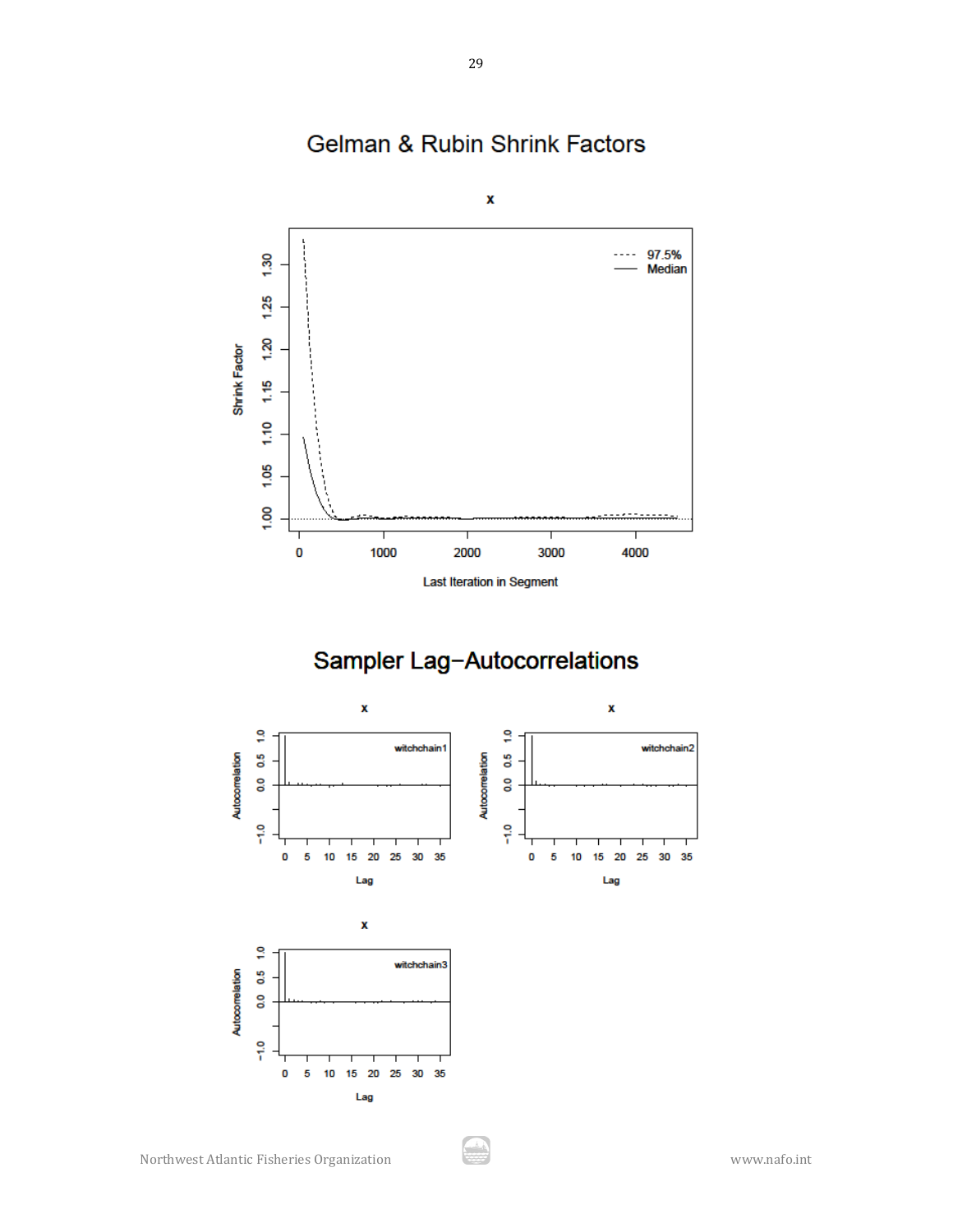## Gelman & Rubin Shrink Factors

## Sampler Lag−Autocorrelations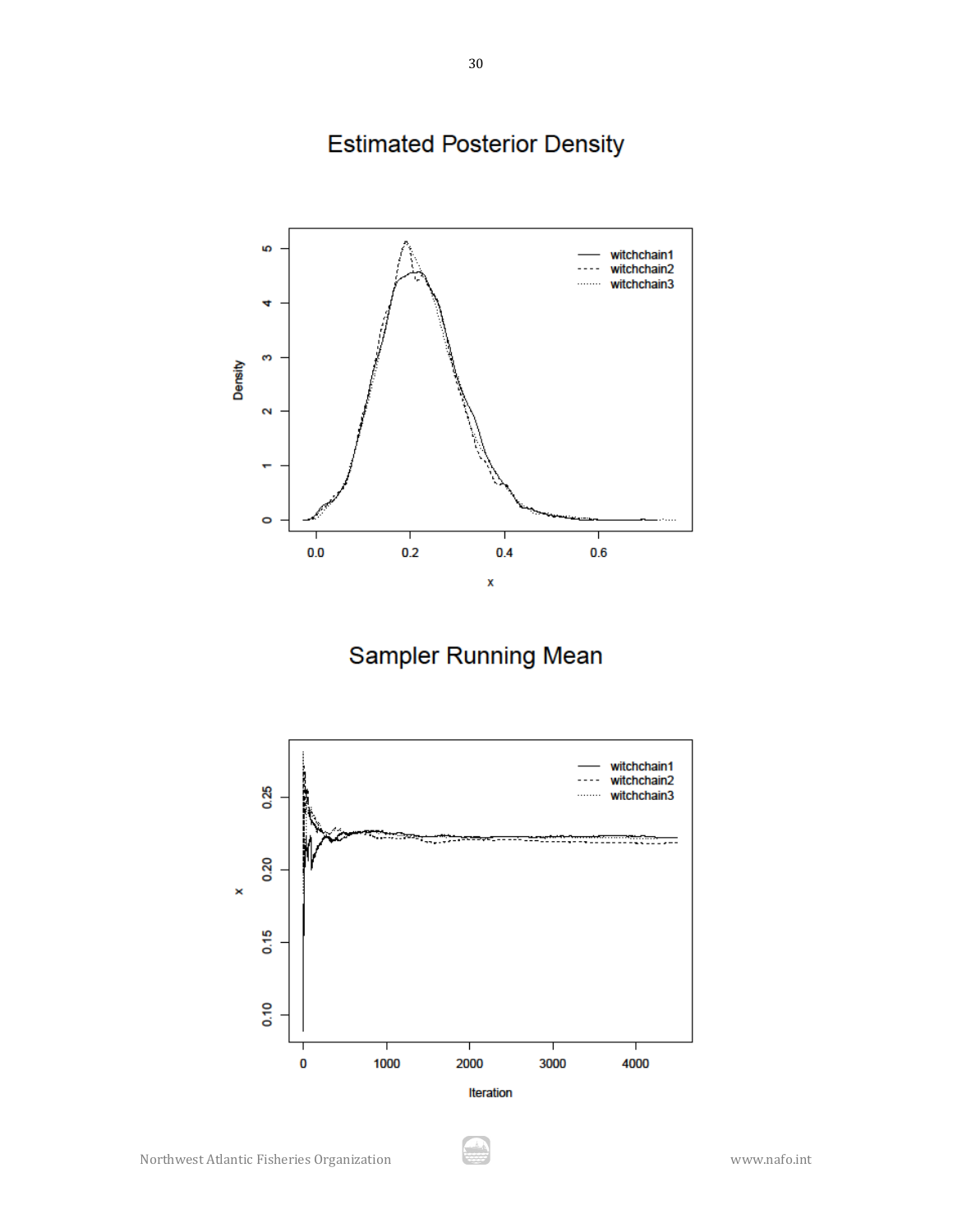Estimated Posterior Density

Sampler Running Mean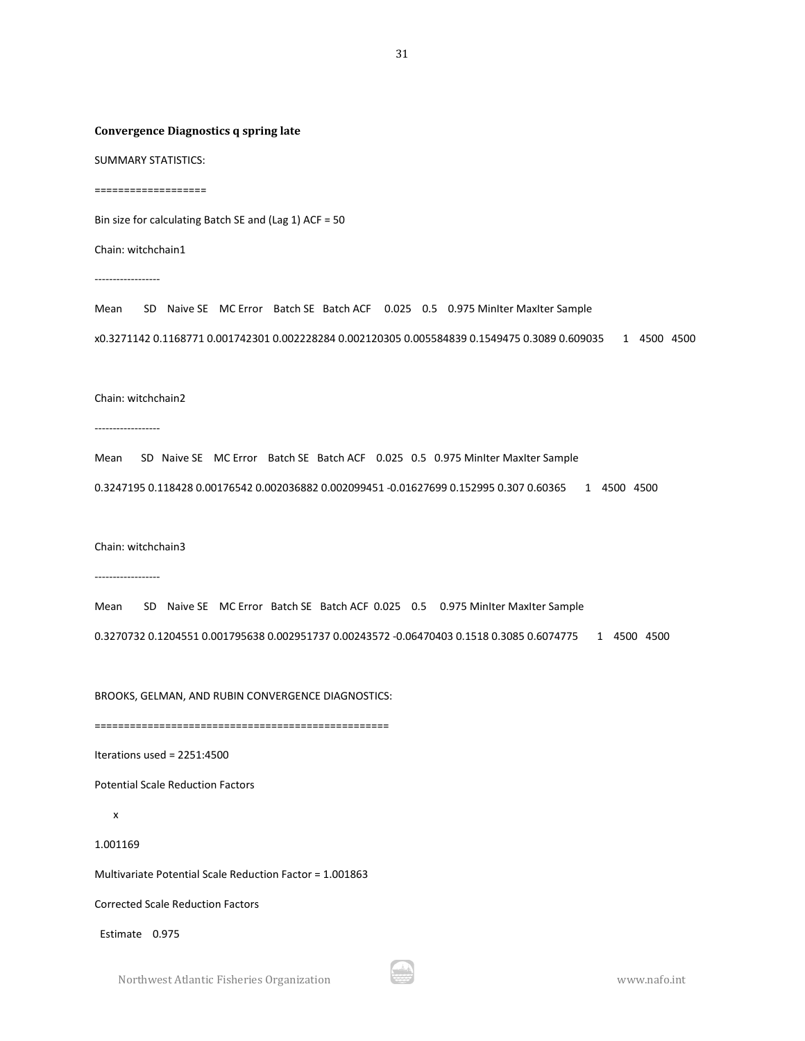**Convergence Diagnostics q spring late**

SUMMARY STATISTICS:

===================

Bin size for calculating Batch SE and (Lag 1) ACF = 50

Chain: witchchain1

------------------

Mean SD Naive SE MC Error Batch SE Batch ACF 0.025 0.5 0.975 MinIter MaxIter Sample

x0.3271142 0.1168771 0.001742301 0.002228284 0.002120305 0.005584839 0.1549475 0.3089 0.609035 1 4500 4500

Chain: witchchain2

------------------

Mean SD Naive SE MC Error Batch SE Batch ACF 0.025 0.5 0.975 MinIter MaxIter Sample

0.3247195 0.118428 0.00176542 0.002036882 0.002099451 -0.01627699 0.152995 0.307 0.60365 1 4500 4500

Chain: witchchain3

------------------

Mean SD Naive SE MC Error Batch SE Batch ACF 0.025 0.5 0.975 MinIter MaxIter Sample

0.3270732 0.1204551 0.001795638 0.002951737 0.00243572 -0.06470403 0.1518 0.3085 0.6074775 1 4500 4500

BROOKS, GELMAN, AND RUBIN CONVERGENCE DIAGNOSTICS:

==================================================

Iterations used = 2251:4500

Potential Scale Reduction Factors

x

1.001169

Multivariate Potential Scale Reduction Factor = 1.001863

Corrected Scale Reduction Factors

Estimate 0.975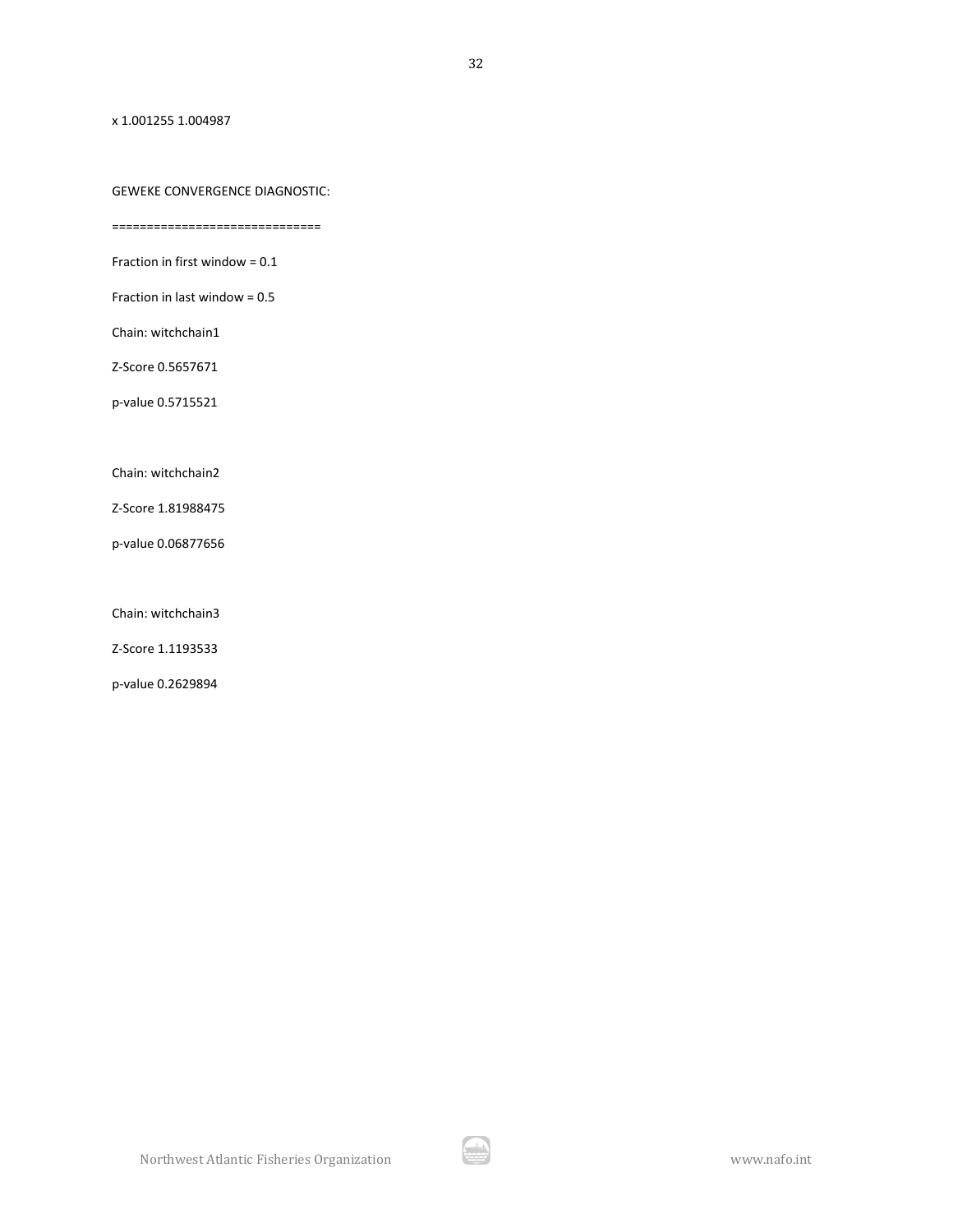x 1.001255 1.004987

GEWEKE CONVERGENCE DIAGNOSTIC:

==============================

Fraction in first window = 0.1

Fraction in last window = 0.5

Chain: witchchain1

Z-Score 0.5657671

p-value 0.5715521

Chain: witchchain2

Z-Score 1.81988475

p-value 0.06877656

Chain: witchchain3

Z-Score 1.1193533

p-value 0.2629894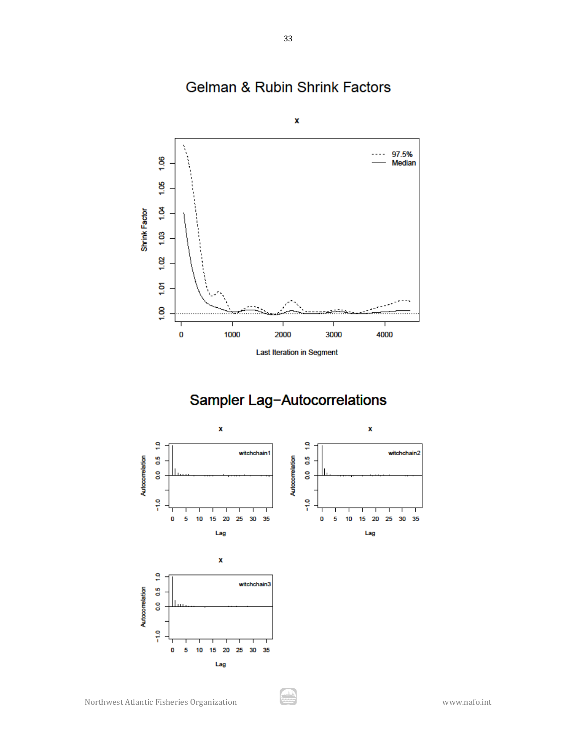## Gelman & Rubin Shrink Factors

## Sampler Lag−Autocorrelations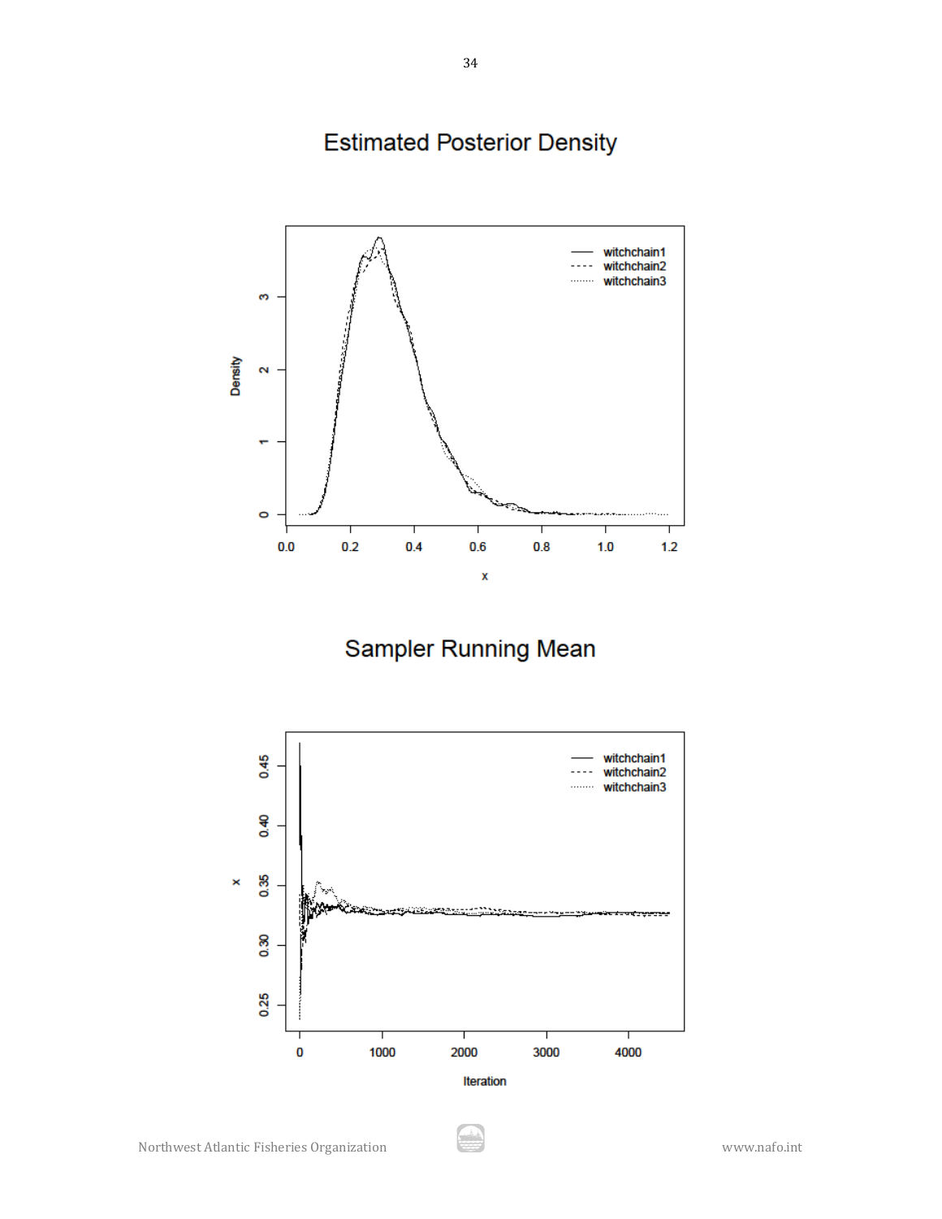## Estimated Posterior Density

## Sampler Running Mean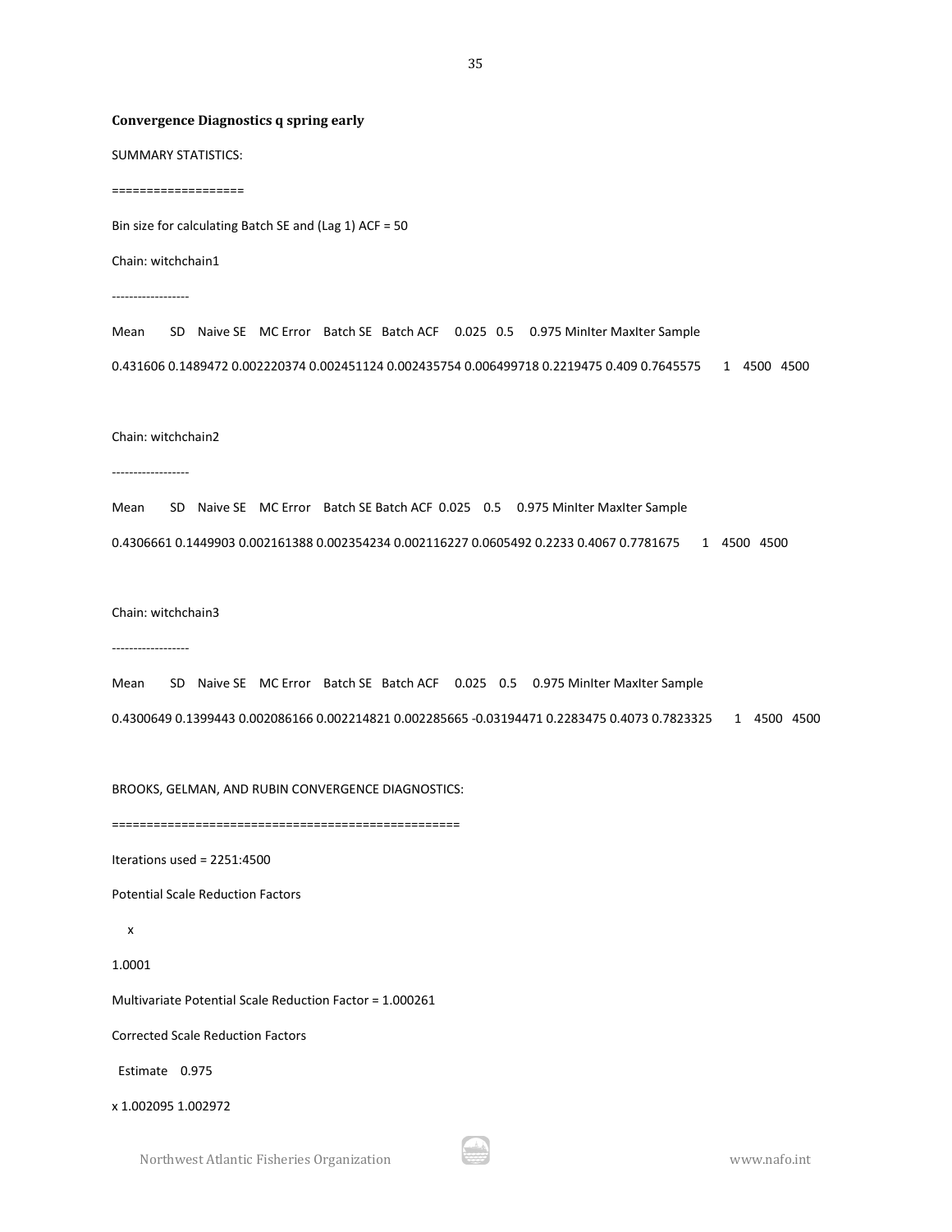**Convergence Diagnostics q spring early**

SUMMARY STATISTICS:

==================

Bin size for calculating Batch SE and (Lag 1) ACF = 50

Chain: witchchain1

------------------

```
Mean       SD    Naive SE    MC Error    Batch SE   Batch ACF    0.025   0.5    0.975 MinIter MaxIter Sample
0.431606 0.1489472 0.002220374 0.002451124 0.002435754 0.006499718 0.2219475 0.409 0.7645575      1    4500   4500
```

Chain: witchchain2

------------------

```
Mean       SD    Naive SE    MC Error    Batch SE Batch ACF  0.025    0.5     0.975 MinIter MaxIter Sample
0.4306661 0.1449903 0.002161388 0.002354234 0.002116227 0.0605492 0.2233 0.4067 0.7781675      1    4500   4500
```

Chain: witchchain3

------------------

```
Mean       SD    Naive SE    MC Error    Batch SE   Batch ACF    0.025    0.5     0.975 MinIter MaxIter Sample
0.4300649 0.1399443 0.002086166 0.002214821 0.002285665 -0.03194471 0.2283475 0.4073 0.7823325      1    4500   4500
```

BROOKS, GELMAN, AND RUBIN CONVERGENCE DIAGNOSTICS:

================================================

Iterations used = 2251:4500

Potential Scale Reduction Factors

```
    x
1.0001
```

Multivariate Potential Scale Reduction Factor = 1.000261

Corrected Scale Reduction Factors

```
  Estimate    0.975
x 1.002095 1.002972
```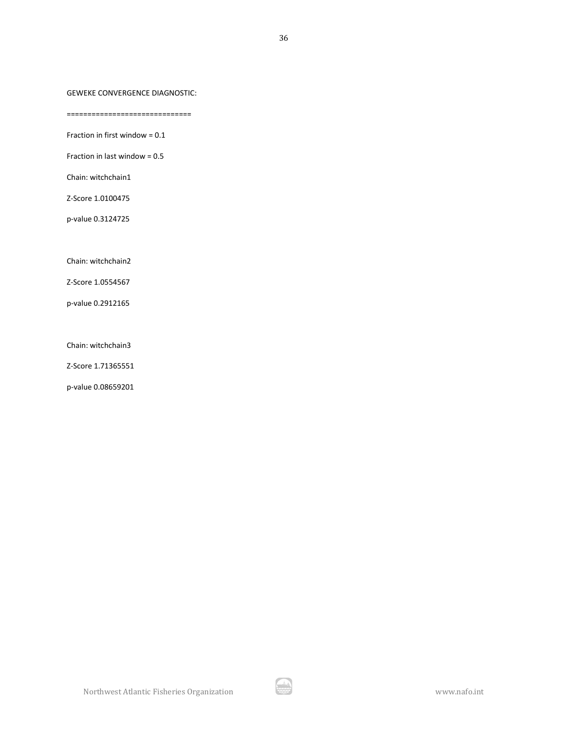GEWEKE CONVERGENCE DIAGNOSTIC:

============================

Fraction in first window = 0.1

Fraction in last window = 0.5

Chain: witchchain1

Z-Score 1.0100475

p-value 0.3124725

Chain: witchchain2

Z-Score 1.0554567

p-value 0.2912165

Chain: witchchain3

Z-Score 1.71365551

p-value 0.08659201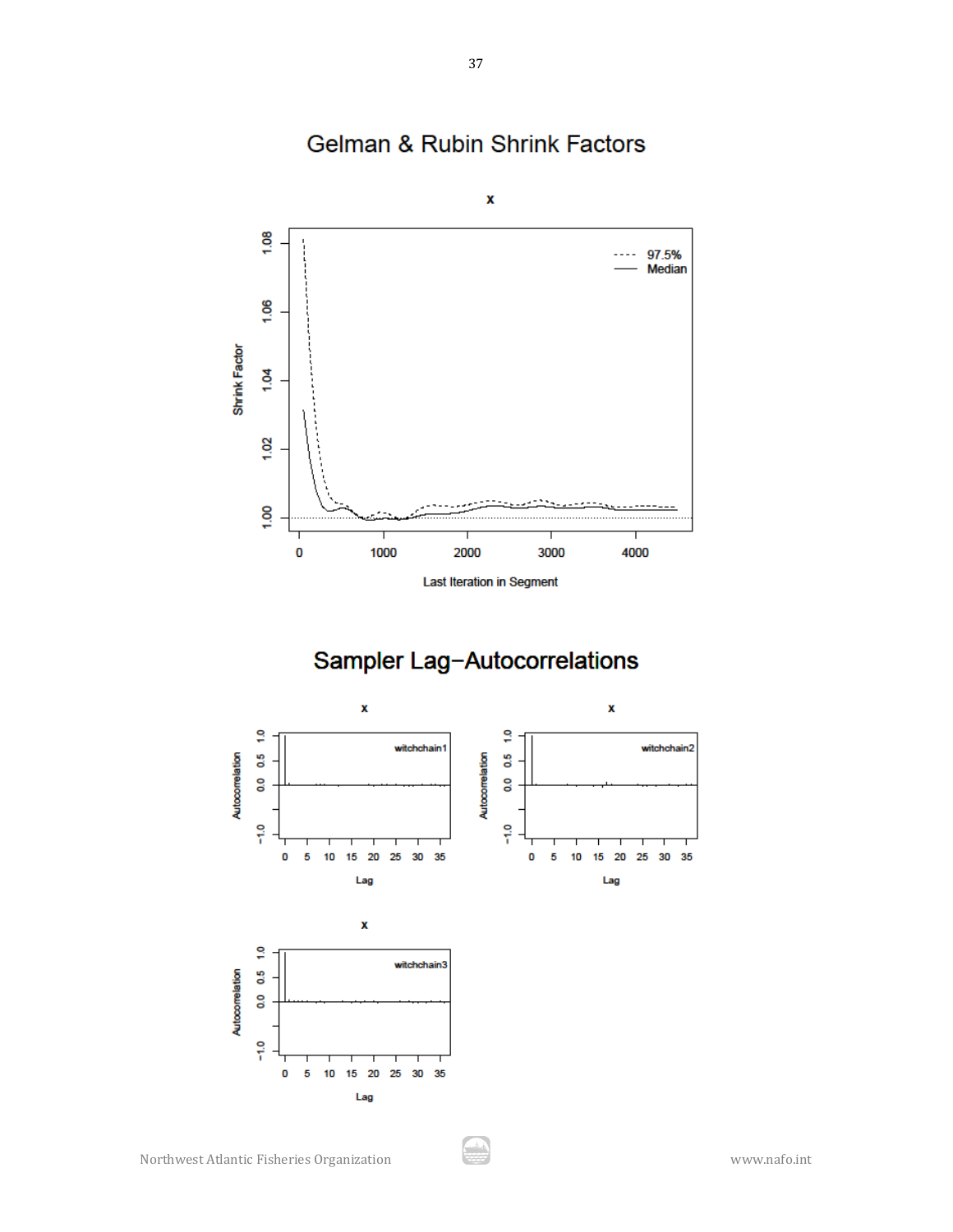## Gelman & Rubin Shrink Factors

## Sampler Lag−Autocorrelations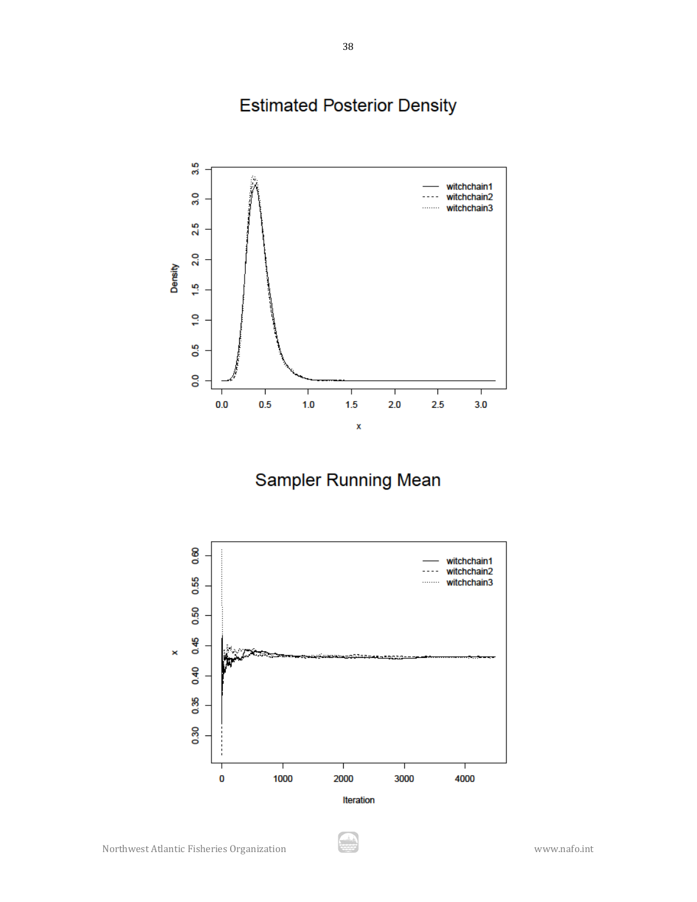## Estimated Posterior Density

## Sampler Running Mean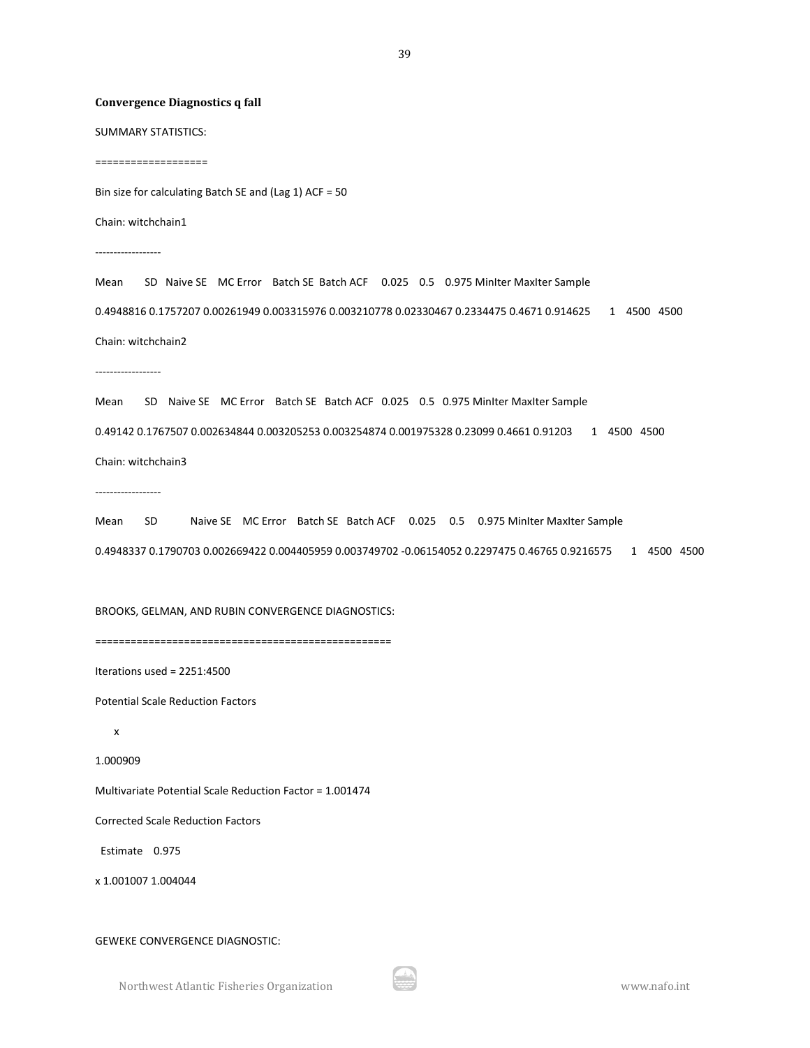**Convergence Diagnostics q fall**

SUMMARY STATISTICS:

===================

Bin size for calculating Batch SE and (Lag 1) ACF = 50

Chain: witchchain1

------------------

| Mean | SD | Naive SE | MC Error | Batch SE | Batch ACF | 0.025 | 0.5 | 0.975 | MinIter | MaxIter | Sample |
|---|---|---|---|---|---|---|---|---|---|---|---|
| 0.4948816 | 0.1757207 | 0.00261949 | 0.003315976 | 0.003210778 | 0.02330467 | 0.2334475 | 0.4671 | 0.914625 | 1 | 4500 | 4500 |

Chain: witchchain2

------------------

| Mean | SD | Naive SE | MC Error | Batch SE | Batch ACF | 0.025 | 0.5 | 0.975 | MinIter | MaxIter | Sample |
|---|---|---|---|---|---|---|---|---|---|---|---|
| 0.49142 | 0.1767507 | 0.002634844 | 0.003205253 | 0.003254874 | 0.001975328 | 0.23099 | 0.4661 | 0.91203 | 1 | 4500 | 4500 |

Chain: witchchain3

------------------

| Mean | SD | Naive SE | MC Error | Batch SE | Batch ACF | 0.025 | 0.5 | 0.975 | MinIter | MaxIter | Sample |
|---|---|---|---|---|---|---|---|---|---|---|---|
| 0.4948337 | 0.1790703 | 0.002669422 | 0.004405959 | 0.003749702 | -0.06154052 | 0.2297475 | 0.46765 | 0.9216575 | 1 | 4500 | 4500 |

BROOKS, GELMAN, AND RUBIN CONVERGENCE DIAGNOSTICS:

=================================================

Iterations used = 2251:4500

Potential Scale Reduction Factors

x

1.000909

Multivariate Potential Scale Reduction Factor = 1.001474

Corrected Scale Reduction Factors

| | Estimate | 0.975 |
|---|---|---|
| x | 1.001007 | 1.004044 |

GEWEKE CONVERGENCE DIAGNOSTIC: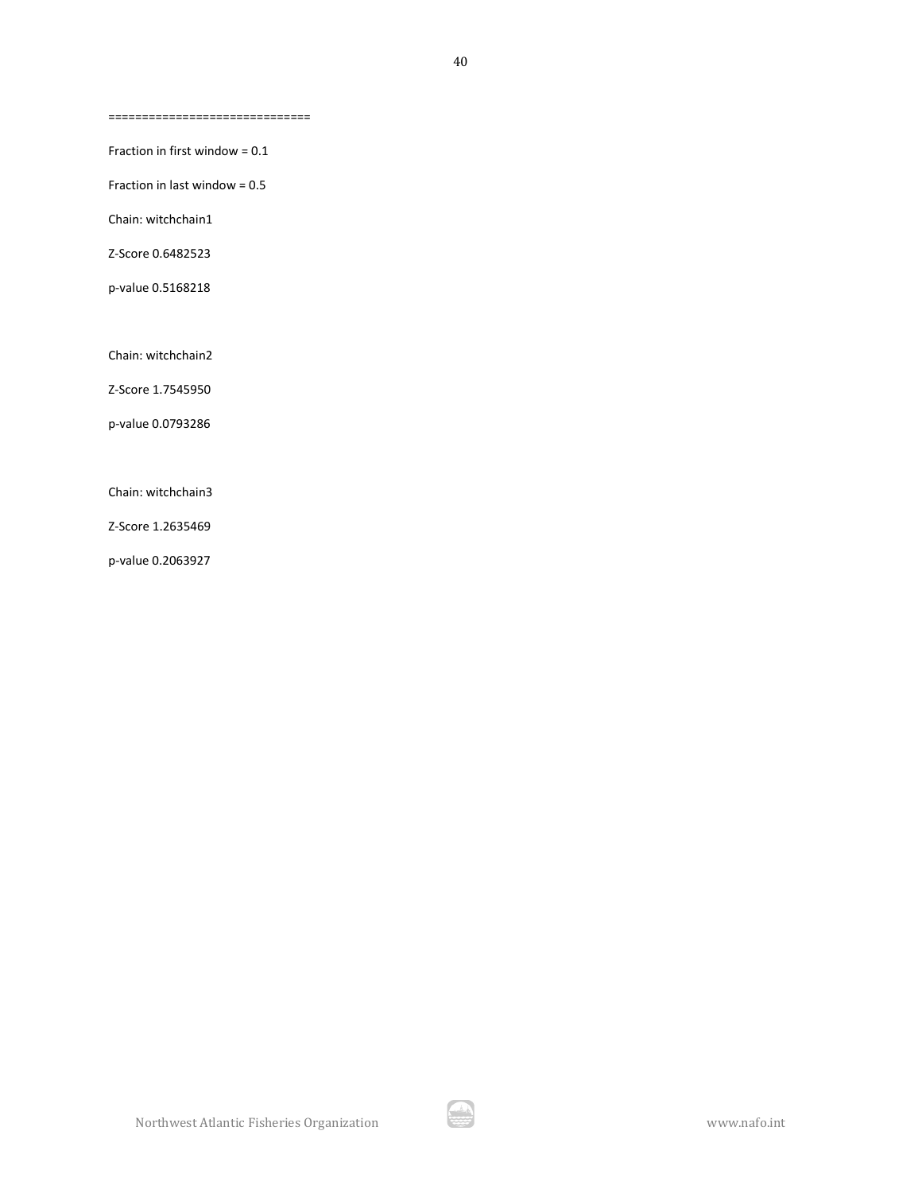=============================

Fraction in first window = 0.1

Fraction in last window = 0.5

Chain: witchchain1

Z-Score 0.6482523

p-value 0.5168218

Chain: witchchain2

Z-Score 1.7545950

p-value 0.0793286

Chain: witchchain3

Z-Score 1.2635469

p-value 0.2063927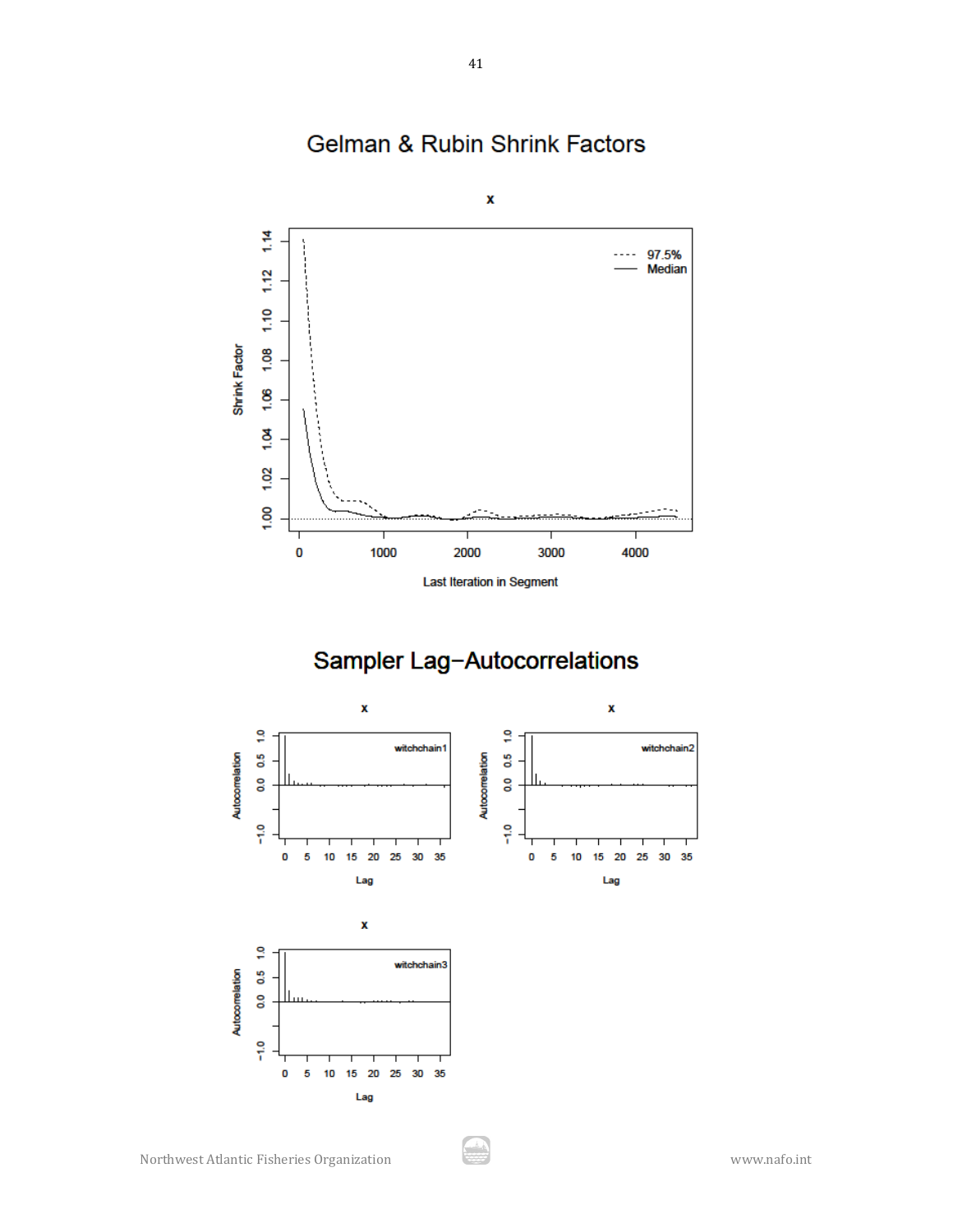## Gelman & Rubin Shrink Factors

## Sampler Lag−Autocorrelations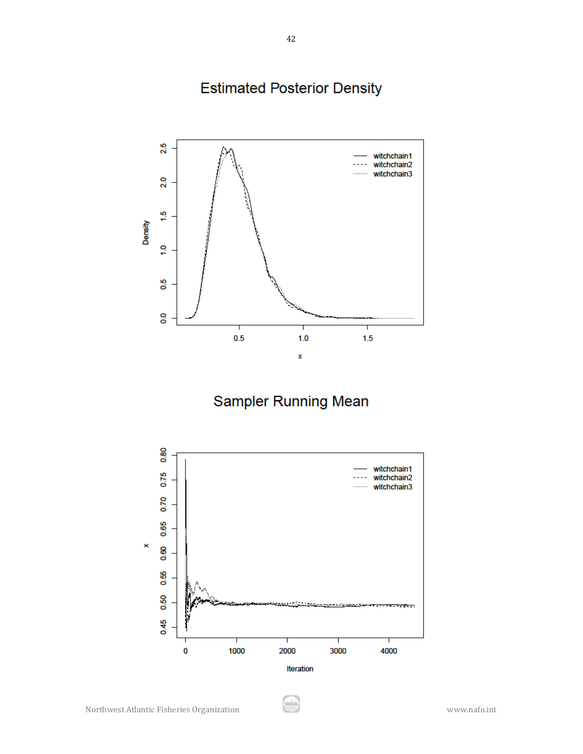## Estimated Posterior Density

Density

2.5
2.0
1.5
1.0
0.5
0.0

0.5
1.0
1.5

x

witchchain1
witchchain2
witchchain3

## Sampler Running Mean

x

0.80
0.75
0.70
0.65
0.60
0.55
0.50
0.45

0
1000
2000
3000
4000

Iteration

witchchain1
witchchain2
witchchain3